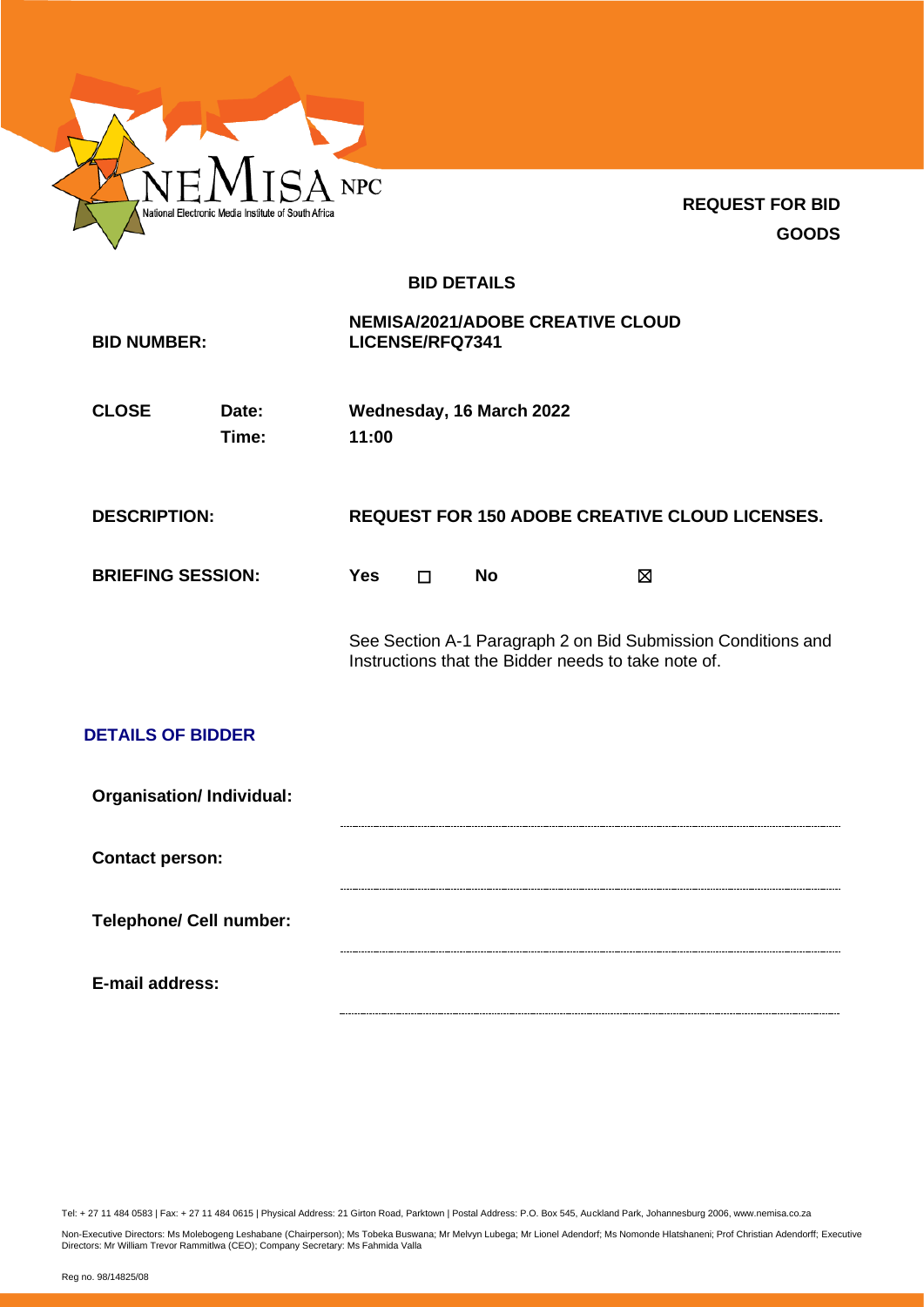**REQUEST FOR BID**

**GOODS**

## BID DETAILS

| | | |
|---|---|---|
| **BID NUMBER:** | | **NEMISA/2021/ADOBE CREATIVE CLOUD LICENSE/RFQ7341** |
| **CLOSE** | **Date:** | **Wednesday, 16 March 2022** |
| | **Time:** | **11:00** |
| **DESCRIPTION:** | | **REQUEST FOR 150 ADOBE CREATIVE CLOUD LICENSES.** |
| **BRIEFING SESSION:** | | **Yes** ☐ **No** ☒ |

See Section A-1 Paragraph 2 on Bid Submission Conditions and Instructions that the Bidder needs to take note of.

## DETAILS OF BIDDER

**Organisation/ Individual:** ..........................................................

**Contact person:** ..........................................................

**Telephone/ Cell number:** ..........................................................

**E-mail address:** ..........................................................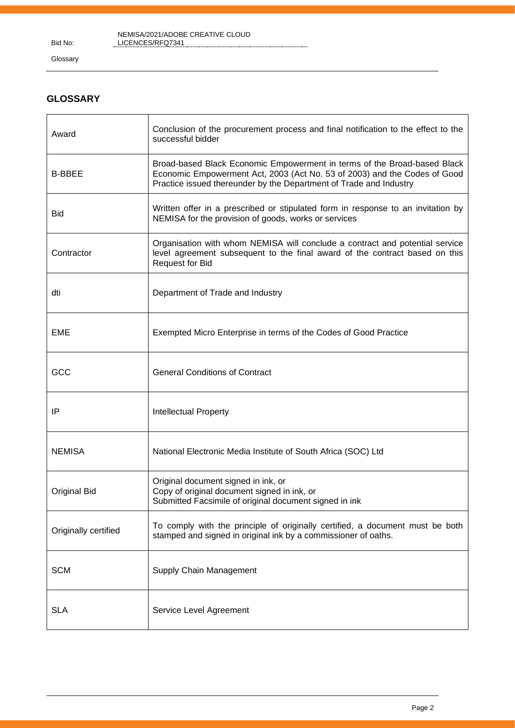## GLOSSARY

| | |
|---|---|
| Award | Conclusion of the procurement process and final notification to the effect to the successful bidder |
| B-BBEE | Broad-based Black Economic Empowerment in terms of the Broad-based Black Economic Empowerment Act, 2003 (Act No. 53 of 2003) and the Codes of Good Practice issued thereunder by the Department of Trade and Industry |
| Bid | Written offer in a prescribed or stipulated form in response to an invitation by NEMISA for the provision of goods, works or services |
| Contractor | Organisation with whom NEMISA will conclude a contract and potential service level agreement subsequent to the final award of the contract based on this Request for Bid |
| dti | Department of Trade and Industry |
| EME | Exempted Micro Enterprise in terms of the Codes of Good Practice |
| GCC | General Conditions of Contract |
| IP | Intellectual Property |
| NEMISA | National Electronic Media Institute of South Africa (SOC) Ltd |
| Original Bid | Original document signed in ink, or<br>Copy of original document signed in ink, or<br>Submitted Facsimile of original document signed in ink |
| Originally certified | To comply with the principle of originally certified, a document must be both stamped and signed in original ink by a commissioner of oaths. |
| SCM | Supply Chain Management |
| SLA | Service Level Agreement |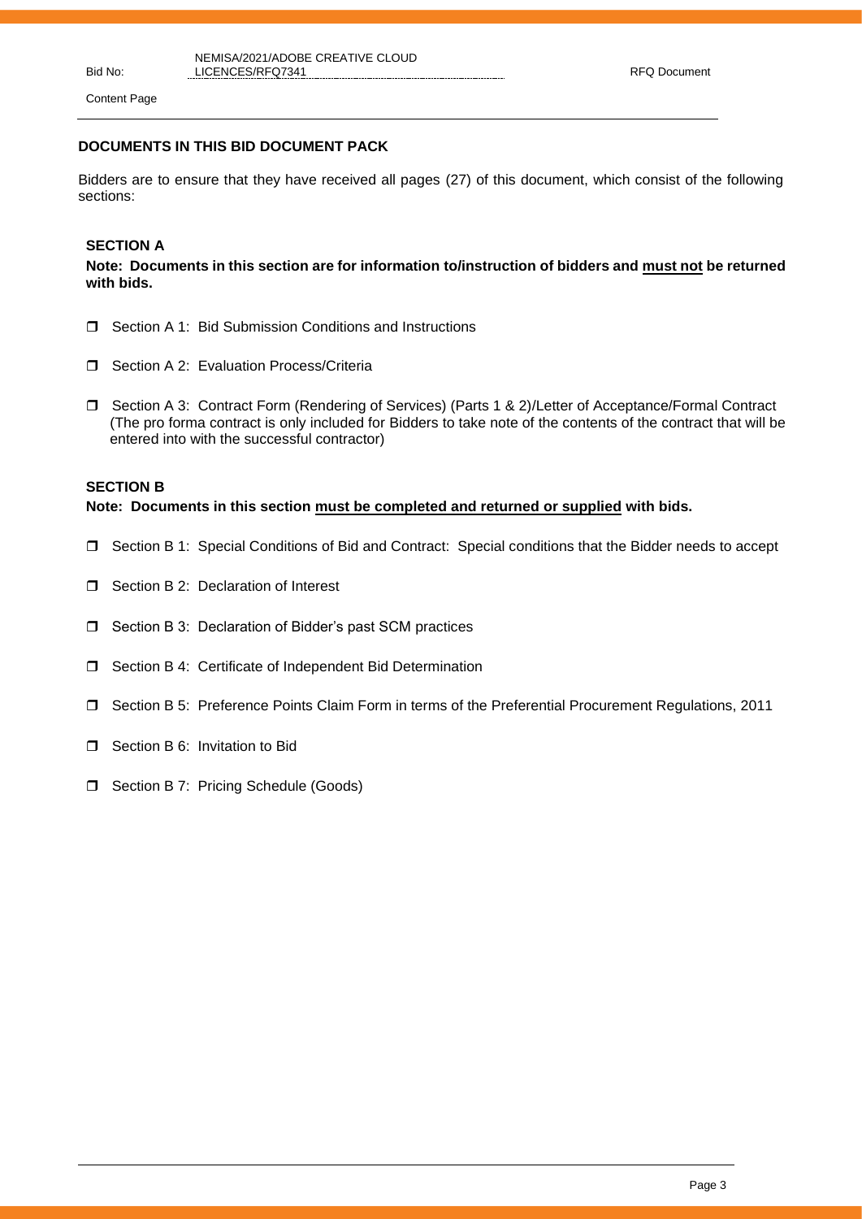## DOCUMENTS IN THIS BID DOCUMENT PACK

Bidders are to ensure that they have received all pages (27) of this document, which consist of the following sections:

### SECTION A

**Note: Documents in this section are for information to/instruction of bidders and <u>must not</u> be returned with bids.**

- ☐ Section A 1: Bid Submission Conditions and Instructions
- ☐ Section A 2: Evaluation Process/Criteria
- ☐ Section A 3: Contract Form (Rendering of Services) (Parts 1 & 2)/Letter of Acceptance/Formal Contract (The pro forma contract is only included for Bidders to take note of the contents of the contract that will be entered into with the successful contractor)

### SECTION B

**Note: Documents in this section <u>must be completed and returned or supplied</u> with bids.**

- ☐ Section B 1: Special Conditions of Bid and Contract: Special conditions that the Bidder needs to accept
- ☐ Section B 2: Declaration of Interest
- ☐ Section B 3: Declaration of Bidder's past SCM practices
- ☐ Section B 4: Certificate of Independent Bid Determination
- ☐ Section B 5: Preference Points Claim Form in terms of the Preferential Procurement Regulations, 2011
- ☐ Section B 6: Invitation to Bid
- ☐ Section B 7: Pricing Schedule (Goods)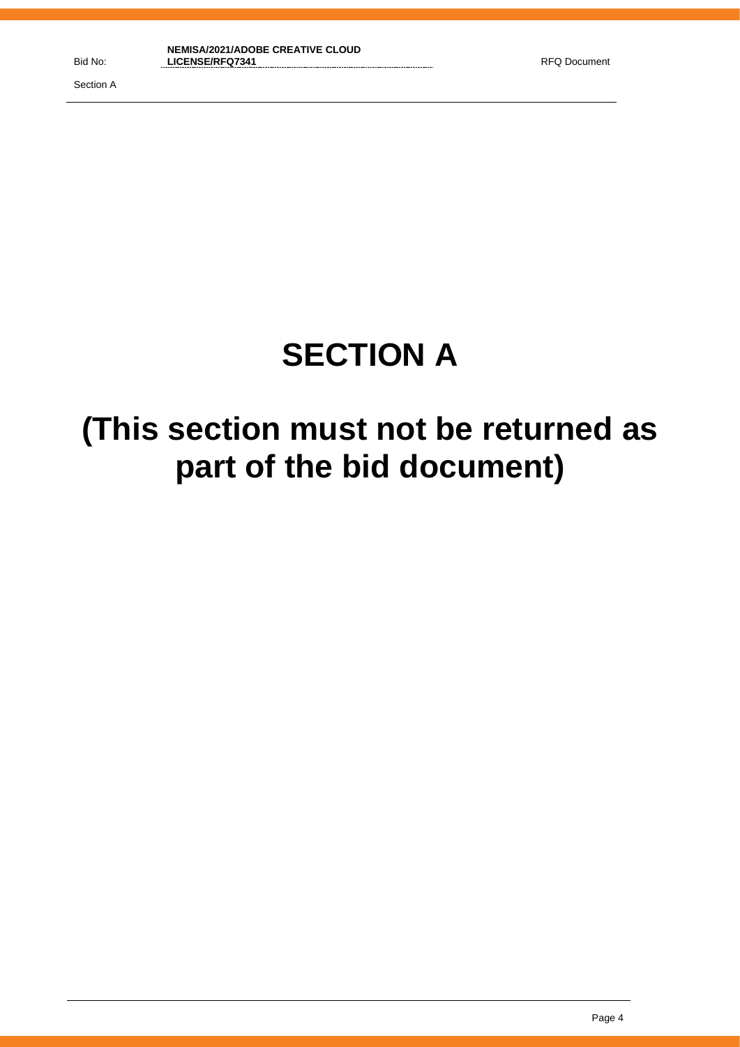# SECTION A

# (This section must not be returned as part of the bid document)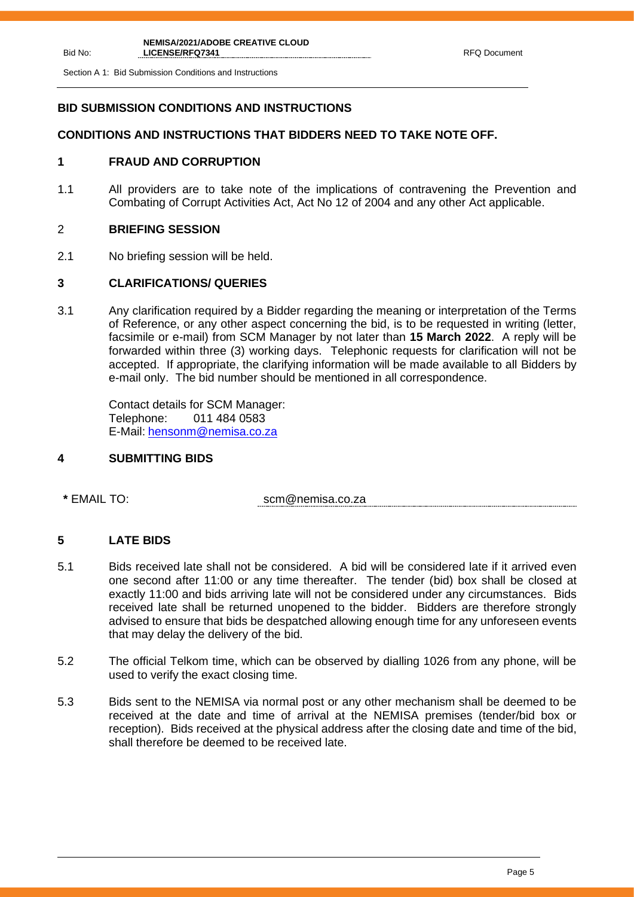## BID SUBMISSION CONDITIONS AND INSTRUCTIONS

### CONDITIONS AND INSTRUCTIONS THAT BIDDERS NEED TO TAKE NOTE OFF.

### 1 FRAUD AND CORRUPTION

1.1 All providers are to take note of the implications of contravening the Prevention and Combating of Corrupt Activities Act, Act No 12 of 2004 and any other Act applicable.

### 2 BRIEFING SESSION

2.1 No briefing session will be held.

### 3 CLARIFICATIONS/ QUERIES

3.1 Any clarification required by a Bidder regarding the meaning or interpretation of the Terms of Reference, or any other aspect concerning the bid, is to be requested in writing (letter, facsimile or e-mail) from SCM Manager by not later than **15 March 2022**. A reply will be forwarded within three (3) working days. Telephonic requests for clarification will not be accepted. If appropriate, the clarifying information will be made available to all Bidders by e-mail only. The bid number should be mentioned in all correspondence.

Contact details for SCM Manager:
Telephone: 011 484 0583
E-Mail: hensonm@nemisa.co.za

### 4 SUBMITTING BIDS

**\*** EMAIL TO: scm@nemisa.co.za

### 5 LATE BIDS

5.1 Bids received late shall not be considered. A bid will be considered late if it arrived even one second after 11:00 or any time thereafter. The tender (bid) box shall be closed at exactly 11:00 and bids arriving late will not be considered under any circumstances. Bids received late shall be returned unopened to the bidder. Bidders are therefore strongly advised to ensure that bids be despatched allowing enough time for any unforeseen events that may delay the delivery of the bid.

5.2 The official Telkom time, which can be observed by dialling 1026 from any phone, will be used to verify the exact closing time.

5.3 Bids sent to the NEMISA via normal post or any other mechanism shall be deemed to be received at the date and time of arrival at the NEMISA premises (tender/bid box or reception). Bids received at the physical address after the closing date and time of the bid, shall therefore be deemed to be received late.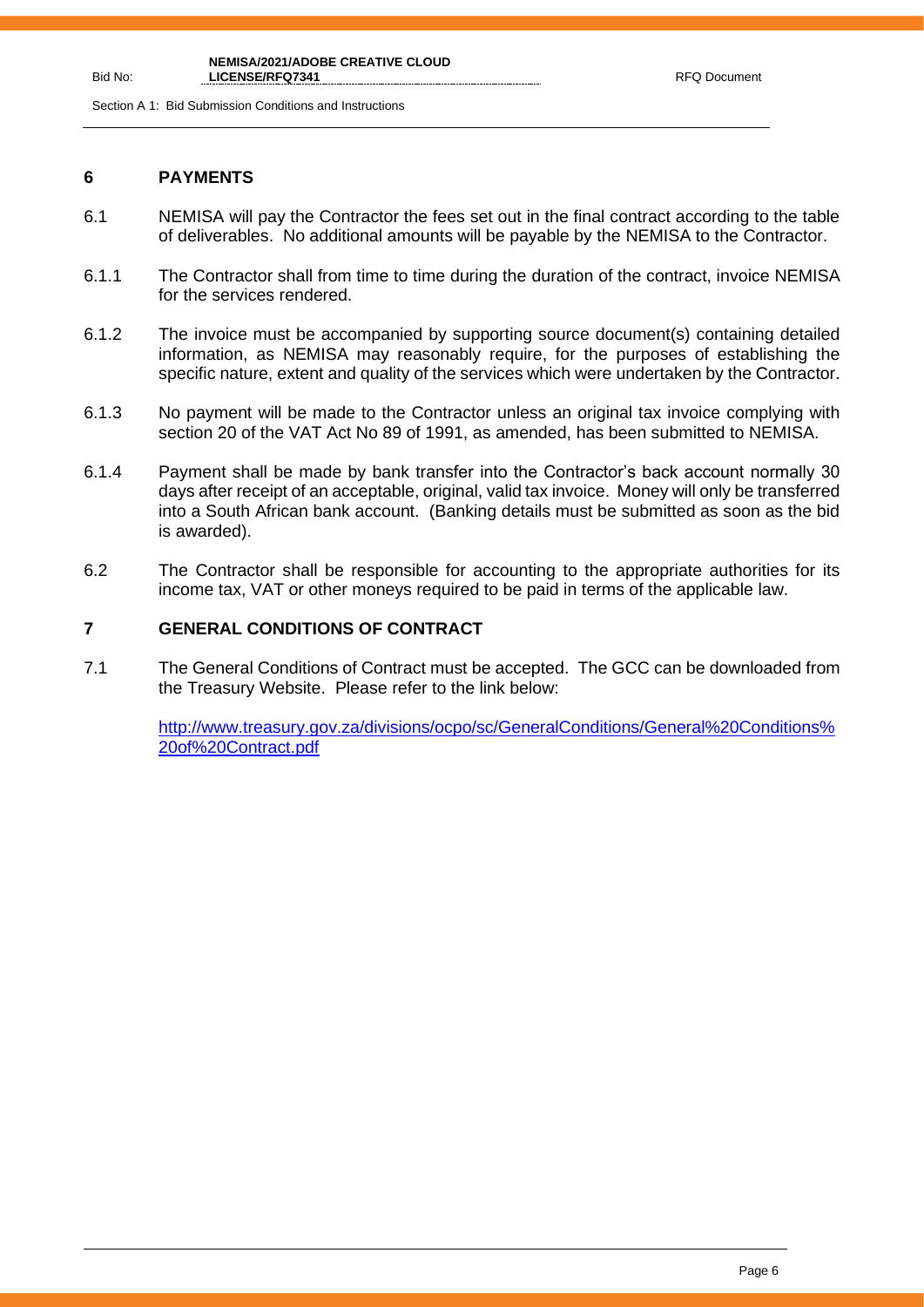## 6 PAYMENTS

6.1 NEMISA will pay the Contractor the fees set out in the final contract according to the table of deliverables. No additional amounts will be payable by the NEMISA to the Contractor.

6.1.1 The Contractor shall from time to time during the duration of the contract, invoice NEMISA for the services rendered.

6.1.2 The invoice must be accompanied by supporting source document(s) containing detailed information, as NEMISA may reasonably require, for the purposes of establishing the specific nature, extent and quality of the services which were undertaken by the Contractor.

6.1.3 No payment will be made to the Contractor unless an original tax invoice complying with section 20 of the VAT Act No 89 of 1991, as amended, has been submitted to NEMISA.

6.1.4 Payment shall be made by bank transfer into the Contractor's back account normally 30 days after receipt of an acceptable, original, valid tax invoice. Money will only be transferred into a South African bank account. (Banking details must be submitted as soon as the bid is awarded).

6.2 The Contractor shall be responsible for accounting to the appropriate authorities for its income tax, VAT or other moneys required to be paid in terms of the applicable law.

## 7 GENERAL CONDITIONS OF CONTRACT

7.1 The General Conditions of Contract must be accepted. The GCC can be downloaded from the Treasury Website. Please refer to the link below:

http://www.treasury.gov.za/divisions/ocpo/sc/GeneralConditions/General%20Conditions%20of%20Contract.pdf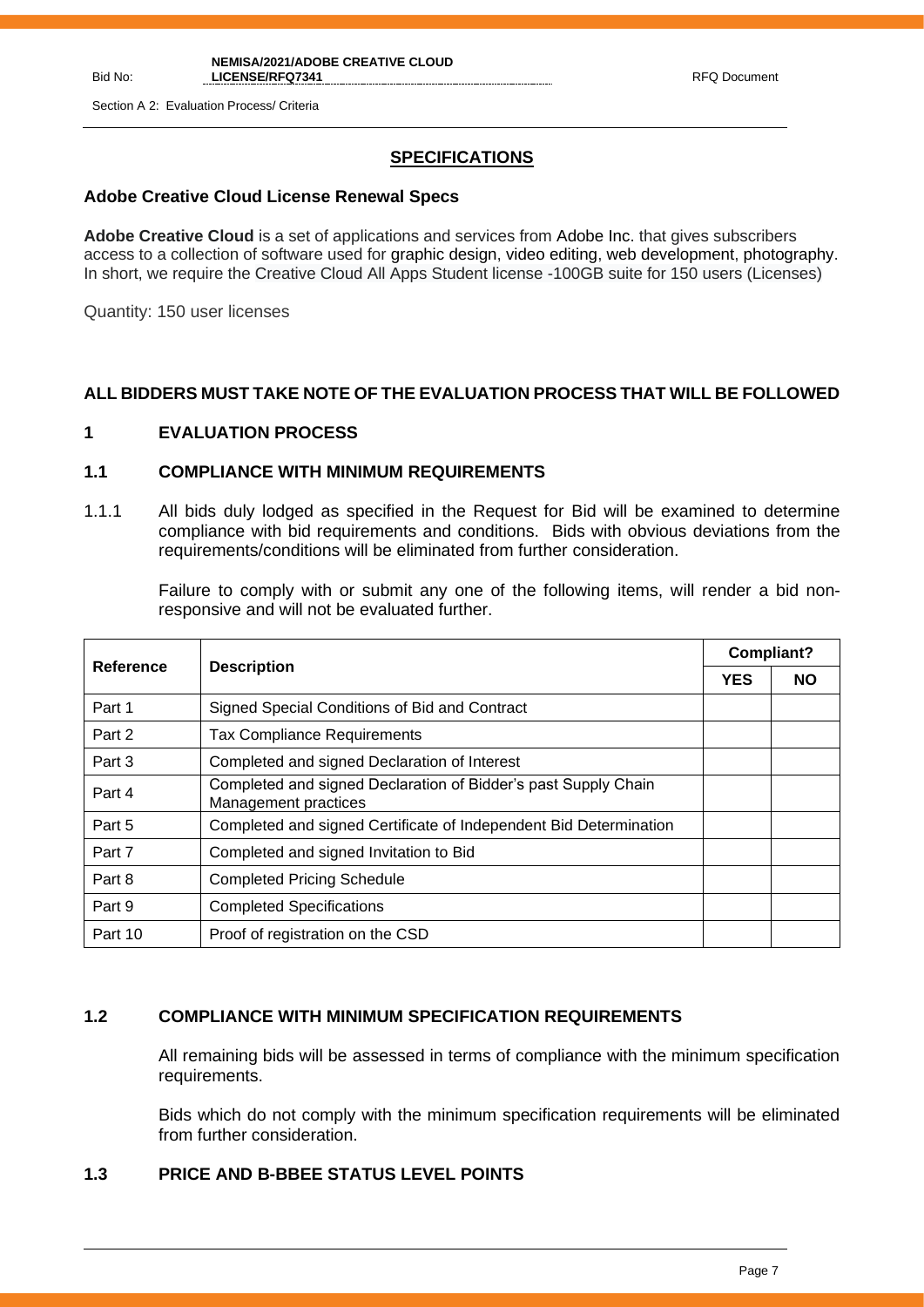## SPECIFICATIONS

### Adobe Creative Cloud License Renewal Specs

**Adobe Creative Cloud** is a set of applications and services from Adobe Inc. that gives subscribers access to a collection of software used for graphic design, video editing, web development, photography. In short, we require the Creative Cloud All Apps Student license -100GB suite for 150 users (Licenses)

Quantity: 150 user licenses

### ALL BIDDERS MUST TAKE NOTE OF THE EVALUATION PROCESS THAT WILL BE FOLLOWED

## 1 EVALUATION PROCESS

### 1.1 COMPLIANCE WITH MINIMUM REQUIREMENTS

1.1.1 All bids duly lodged as specified in the Request for Bid will be examined to determine compliance with bid requirements and conditions. Bids with obvious deviations from the requirements/conditions will be eliminated from further consideration.

Failure to comply with or submit any one of the following items, will render a bid non-responsive and will not be evaluated further.

| Reference | Description | Compliant? | |
|---|---|---|---|
| | | YES | NO |
| Part 1 | Signed Special Conditions of Bid and Contract | | |
| Part 2 | Tax Compliance Requirements | | |
| Part 3 | Completed and signed Declaration of Interest | | |
| Part 4 | Completed and signed Declaration of Bidder's past Supply Chain Management practices | | |
| Part 5 | Completed and signed Certificate of Independent Bid Determination | | |
| Part 7 | Completed and signed Invitation to Bid | | |
| Part 8 | Completed Pricing Schedule | | |
| Part 9 | Completed Specifications | | |
| Part 10 | Proof of registration on the CSD | | |

### 1.2 COMPLIANCE WITH MINIMUM SPECIFICATION REQUIREMENTS

All remaining bids will be assessed in terms of compliance with the minimum specification requirements.

Bids which do not comply with the minimum specification requirements will be eliminated from further consideration.

### 1.3 PRICE AND B-BBEE STATUS LEVEL POINTS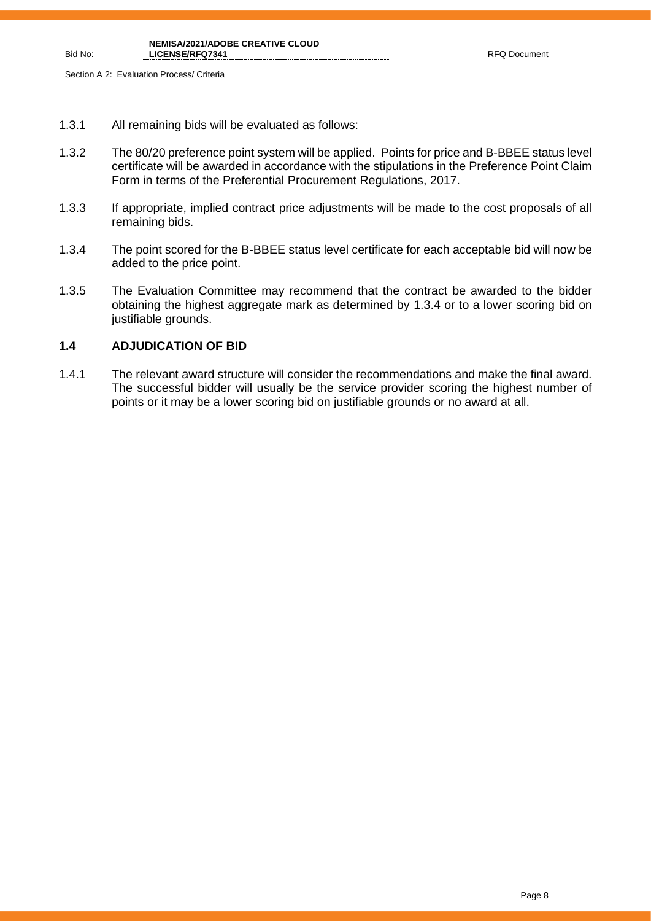1.3.1 All remaining bids will be evaluated as follows:

1.3.2 The 80/20 preference point system will be applied. Points for price and B-BBEE status level certificate will be awarded in accordance with the stipulations in the Preference Point Claim Form in terms of the Preferential Procurement Regulations, 2017.

1.3.3 If appropriate, implied contract price adjustments will be made to the cost proposals of all remaining bids.

1.3.4 The point scored for the B-BBEE status level certificate for each acceptable bid will now be added to the price point.

1.3.5 The Evaluation Committee may recommend that the contract be awarded to the bidder obtaining the highest aggregate mark as determined by 1.3.4 or to a lower scoring bid on justifiable grounds.

## 1.4 ADJUDICATION OF BID

1.4.1 The relevant award structure will consider the recommendations and make the final award. The successful bidder will usually be the service provider scoring the highest number of points or it may be a lower scoring bid on justifiable grounds or no award at all.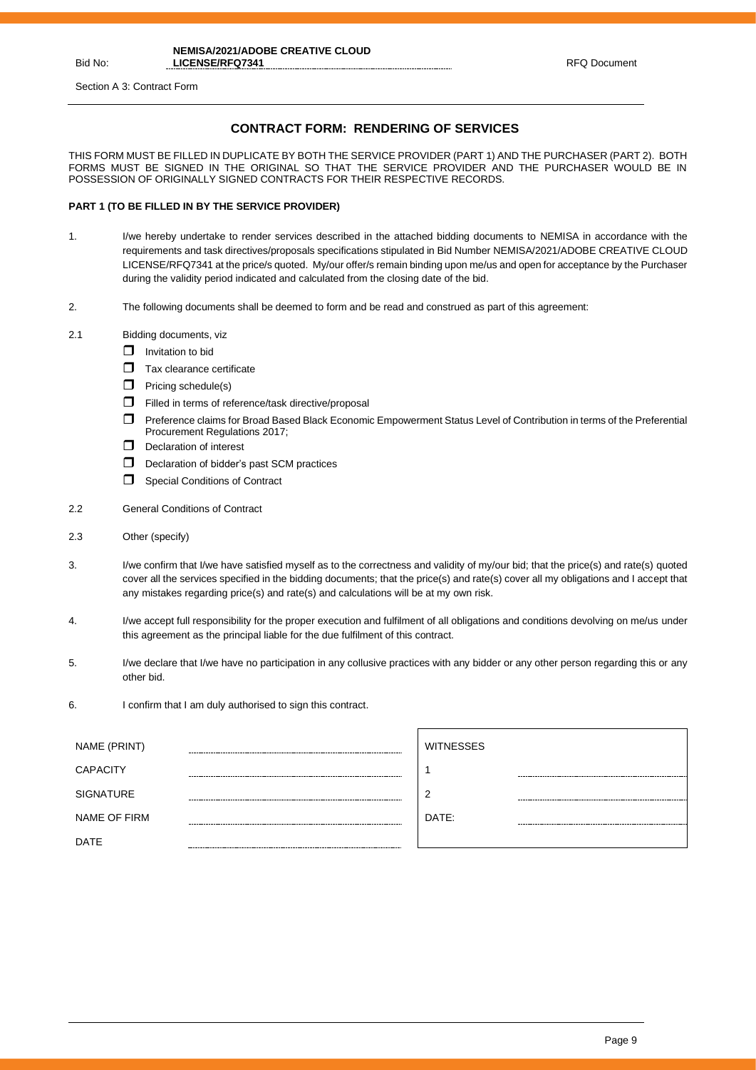## CONTRACT FORM: RENDERING OF SERVICES

THIS FORM MUST BE FILLED IN DUPLICATE BY BOTH THE SERVICE PROVIDER (PART 1) AND THE PURCHASER (PART 2). BOTH FORMS MUST BE SIGNED IN THE ORIGINAL SO THAT THE SERVICE PROVIDER AND THE PURCHASER WOULD BE IN POSSESSION OF ORIGINALLY SIGNED CONTRACTS FOR THEIR RESPECTIVE RECORDS.

**PART 1 (TO BE FILLED IN BY THE SERVICE PROVIDER)**

1. I/we hereby undertake to render services described in the attached bidding documents to NEMISA in accordance with the requirements and task directives/proposals specifications stipulated in Bid Number NEMISA/2021/ADOBE CREATIVE CLOUD LICENSE/RFQ7341 at the price/s quoted. My/our offer/s remain binding upon me/us and open for acceptance by the Purchaser during the validity period indicated and calculated from the closing date of the bid.

2. The following documents shall be deemed to form and be read and construed as part of this agreement:

2.1 Bidding documents, viz
- ☐ Invitation to bid
- ☐ Tax clearance certificate
- ☐ Pricing schedule(s)
- ☐ Filled in terms of reference/task directive/proposal
- ☐ Preference claims for Broad Based Black Economic Empowerment Status Level of Contribution in terms of the Preferential Procurement Regulations 2017;
- ☐ Declaration of interest
- ☐ Declaration of bidder's past SCM practices
- ☐ Special Conditions of Contract

2.2 General Conditions of Contract

2.3 Other (specify)

3. I/we confirm that I/we have satisfied myself as to the correctness and validity of my/our bid; that the price(s) and rate(s) quoted cover all the services specified in the bidding documents; that the price(s) and rate(s) cover all my obligations and I accept that any mistakes regarding price(s) and rate(s) and calculations will be at my own risk.

4. I/we accept full responsibility for the proper execution and fulfilment of all obligations and conditions devolving on me/us under this agreement as the principal liable for the due fulfilment of this contract.

5. I/we declare that I/we have no participation in any collusive practices with any bidder or any other person regarding this or any other bid.

6. I confirm that I am duly authorised to sign this contract.

| | | | |
|---|---|---|---|
| NAME (PRINT) | ............................................ | WITNESSES | |
| CAPACITY | ............................................ | 1 | ............................................ |
| SIGNATURE | ............................................ | 2 | ............................................ |
| NAME OF FIRM | ............................................ | DATE: | ............................................ |
| DATE | ............................................ | | |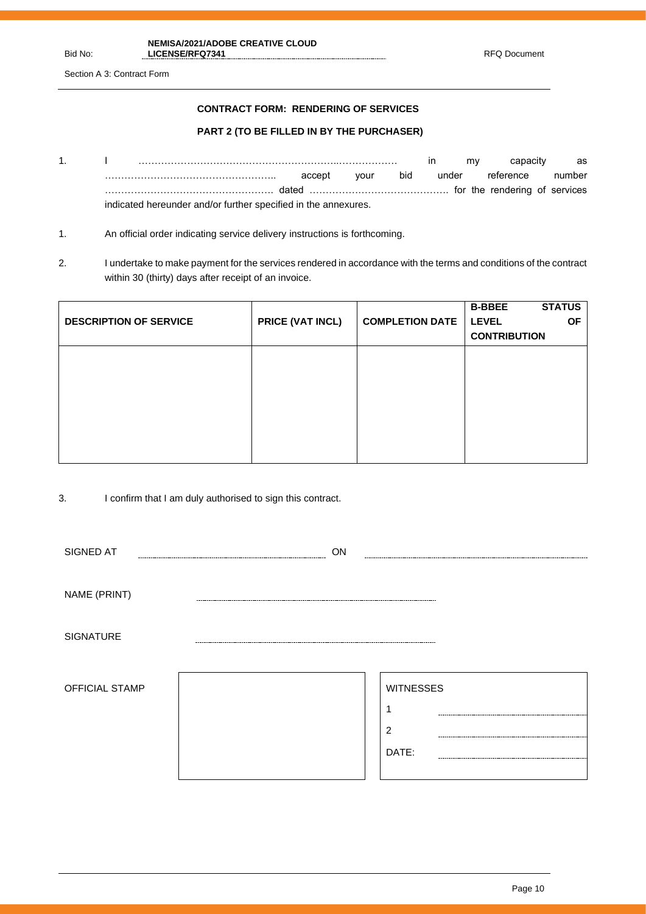Section A 3: Contract Form

## CONTRACT FORM: RENDERING OF SERVICES

### PART 2 (TO BE FILLED IN BY THE PURCHASER)

1. I ……………………………………………………..……………… in my capacity as …………………………………………….. accept your bid under reference number ……………………………………………. dated ……………………………………. for the rendering of services indicated hereunder and/or further specified in the annexures.

1. An official order indicating service delivery instructions is forthcoming.

2. I undertake to make payment for the services rendered in accordance with the terms and conditions of the contract within 30 (thirty) days after receipt of an invoice.

| DESCRIPTION OF SERVICE | PRICE (VAT INCL) | COMPLETION DATE | B-BBEE STATUS LEVEL OF CONTRIBUTION |
|---|---|---|---|
| | | | |

3. I confirm that I am duly authorised to sign this contract.

SIGNED AT ……………………………… ON ………………………………

NAME (PRINT) ………………………………

SIGNATURE ………………………………

OFFICIAL STAMP

WITNESSES

1 ………………………………

2 ………………………………

DATE: ………………………………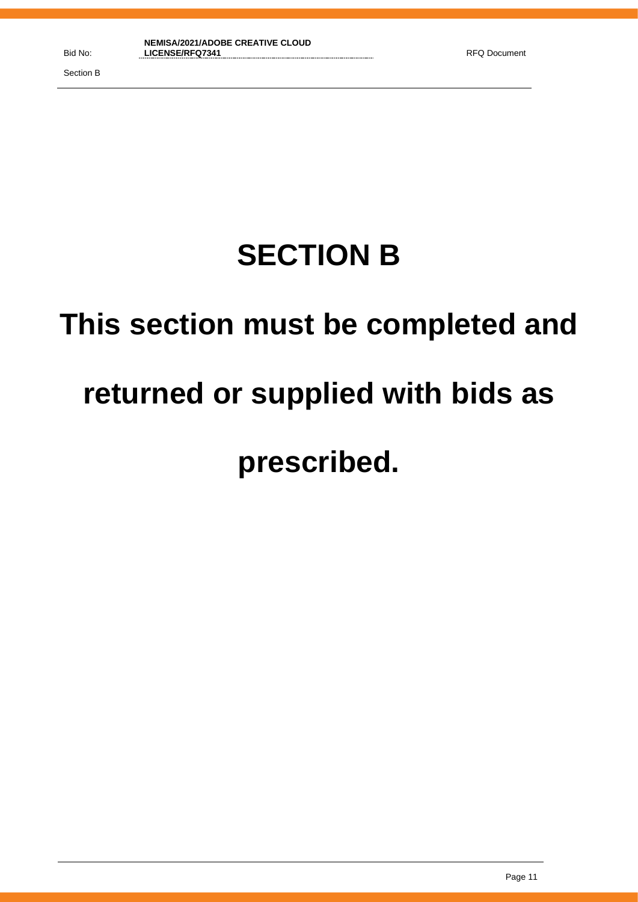# SECTION B

# This section must be completed and returned or supplied with bids as prescribed.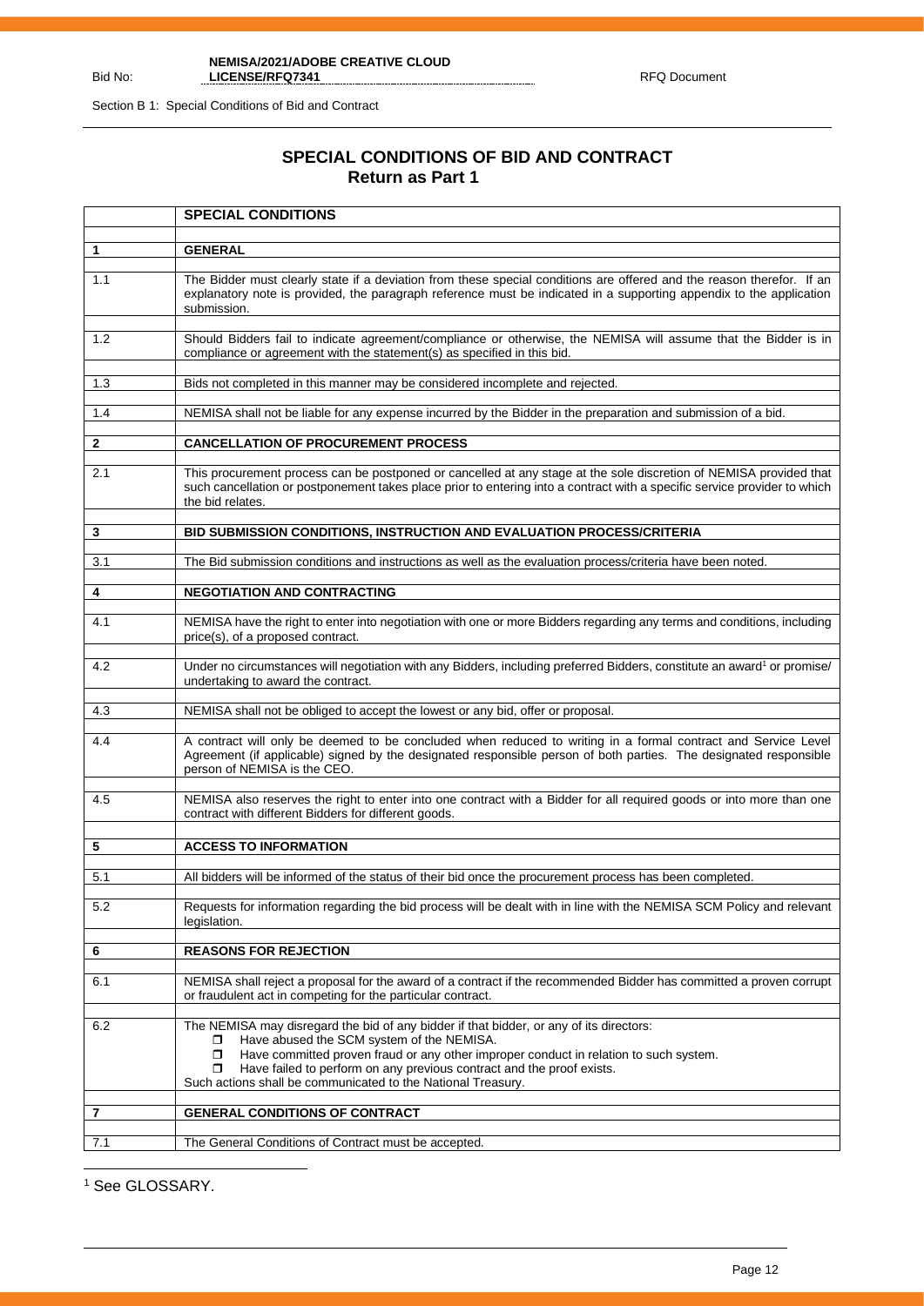Bid No: NEMISA/2021/ADOBE CREATIVE CLOUD LICENSE/RFQ7341 RFQ Document

Section B 1: Special Conditions of Bid and Contract

## SPECIAL CONDITIONS OF BID AND CONTRACT
### Return as Part 1

| | **SPECIAL CONDITIONS** |
|---|---|
| **1** | **GENERAL** |
| 1.1 | The Bidder must clearly state if a deviation from these special conditions are offered and the reason therefor. If an explanatory note is provided, the paragraph reference must be indicated in a supporting appendix to the application submission. |
| 1.2 | Should Bidders fail to indicate agreement/compliance or otherwise, the NEMISA will assume that the Bidder is in compliance or agreement with the statement(s) as specified in this bid. |
| 1.3 | Bids not completed in this manner may be considered incomplete and rejected. |
| 1.4 | NEMISA shall not be liable for any expense incurred by the Bidder in the preparation and submission of a bid. |
| **2** | **CANCELLATION OF PROCUREMENT PROCESS** |
| 2.1 | This procurement process can be postponed or cancelled at any stage at the sole discretion of NEMISA provided that such cancellation or postponement takes place prior to entering into a contract with a specific service provider to which the bid relates. |
| **3** | **BID SUBMISSION CONDITIONS, INSTRUCTION AND EVALUATION PROCESS/CRITERIA** |
| 3.1 | The Bid submission conditions and instructions as well as the evaluation process/criteria have been noted. |
| **4** | **NEGOTIATION AND CONTRACTING** |
| 4.1 | NEMISA have the right to enter into negotiation with one or more Bidders regarding any terms and conditions, including price(s), of a proposed contract. |
| 4.2 | Under no circumstances will negotiation with any Bidders, including preferred Bidders, constitute an award[1] or promise/ undertaking to award the contract. |
| 4.3 | NEMISA shall not be obliged to accept the lowest or any bid, offer or proposal. |
| 4.4 | A contract will only be deemed to be concluded when reduced to writing in a formal contract and Service Level Agreement (if applicable) signed by the designated responsible person of both parties. The designated responsible person of NEMISA is the CEO. |
| 4.5 | NEMISA also reserves the right to enter into one contract with a Bidder for all required goods or into more than one contract with different Bidders for different goods. |
| **5** | **ACCESS TO INFORMATION** |
| 5.1 | All bidders will be informed of the status of their bid once the procurement process has been completed. |
| 5.2 | Requests for information regarding the bid process will be dealt with in line with the NEMISA SCM Policy and relevant legislation. |
| **6** | **REASONS FOR REJECTION** |
| 6.1 | NEMISA shall reject a proposal for the award of a contract if the recommended Bidder has committed a proven corrupt or fraudulent act in competing for the particular contract. |
| 6.2 | The NEMISA may disregard the bid of any bidder if that bidder, or any of its directors:<br>❒ Have abused the SCM system of the NEMISA.<br>❒ Have committed proven fraud or any other improper conduct in relation to such system.<br>❒ Have failed to perform on any previous contract and the proof exists.<br>Such actions shall be communicated to the National Treasury. |
| **7** | **GENERAL CONDITIONS OF CONTRACT** |
| 7.1 | The General Conditions of Contract must be accepted. |

[1] See GLOSSARY.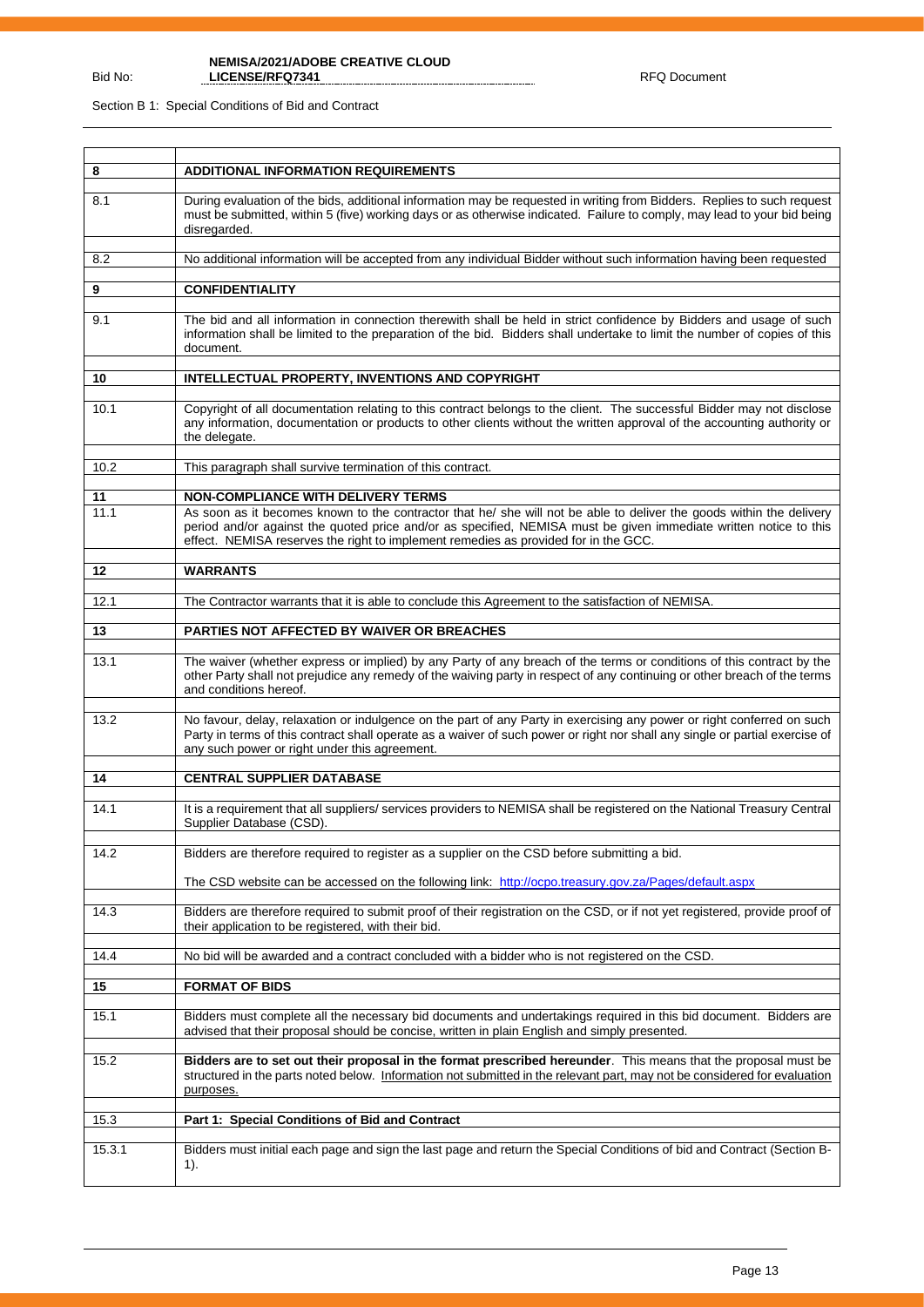Section B 1: Special Conditions of Bid and Contract

| | |
|---|---|
| **8** | **ADDITIONAL INFORMATION REQUIREMENTS** |
| 8.1 | During evaluation of the bids, additional information may be requested in writing from Bidders. Replies to such request must be submitted, within 5 (five) working days or as otherwise indicated. Failure to comply, may lead to your bid being disregarded. |
| 8.2 | No additional information will be accepted from any individual Bidder without such information having been requested |
| **9** | **CONFIDENTIALITY** |
| 9.1 | The bid and all information in connection therewith shall be held in strict confidence by Bidders and usage of such information shall be limited to the preparation of the bid. Bidders shall undertake to limit the number of copies of this document. |
| **10** | **INTELLECTUAL PROPERTY, INVENTIONS AND COPYRIGHT** |
| 10.1 | Copyright of all documentation relating to this contract belongs to the client. The successful Bidder may not disclose any information, documentation or products to other clients without the written approval of the accounting authority or the delegate. |
| 10.2 | This paragraph shall survive termination of this contract. |
| **11** | **NON-COMPLIANCE WITH DELIVERY TERMS** |
| 11.1 | As soon as it becomes known to the contractor that he/ she will not be able to deliver the goods within the delivery period and/or against the quoted price and/or as specified, NEMISA must be given immediate written notice to this effect. NEMISA reserves the right to implement remedies as provided for in the GCC. |
| **12** | **WARRANTS** |
| 12.1 | The Contractor warrants that it is able to conclude this Agreement to the satisfaction of NEMISA. |
| **13** | **PARTIES NOT AFFECTED BY WAIVER OR BREACHES** |
| 13.1 | The waiver (whether express or implied) by any Party of any breach of the terms or conditions of this contract by the other Party shall not prejudice any remedy of the waiving party in respect of any continuing or other breach of the terms and conditions hereof. |
| 13.2 | No favour, delay, relaxation or indulgence on the part of any Party in exercising any power or right conferred on such Party in terms of this contract shall operate as a waiver of such power or right nor shall any single or partial exercise of any such power or right under this agreement. |
| **14** | **CENTRAL SUPPLIER DATABASE** |
| 14.1 | It is a requirement that all suppliers/ services providers to NEMISA shall be registered on the National Treasury Central Supplier Database (CSD). |
| 14.2 | Bidders are therefore required to register as a supplier on the CSD before submitting a bid.<br><br>The CSD website can be accessed on the following link: http://ocpo.treasury.gov.za/Pages/default.aspx |
| 14.3 | Bidders are therefore required to submit proof of their registration on the CSD, or if not yet registered, provide proof of their application to be registered, with their bid. |
| 14.4 | No bid will be awarded and a contract concluded with a bidder who is not registered on the CSD. |
| **15** | **FORMAT OF BIDS** |
| 15.1 | Bidders must complete all the necessary bid documents and undertakings required in this bid document. Bidders are advised that their proposal should be concise, written in plain English and simply presented. |
| 15.2 | **Bidders are to set out their proposal in the format prescribed hereunder**. This means that the proposal must be structured in the parts noted below. Information not submitted in the relevant part, may not be considered for evaluation purposes. |
| 15.3 | **Part 1: Special Conditions of Bid and Contract** |
| 15.3.1 | Bidders must initial each page and sign the last page and return the Special Conditions of bid and Contract (Section B-1). |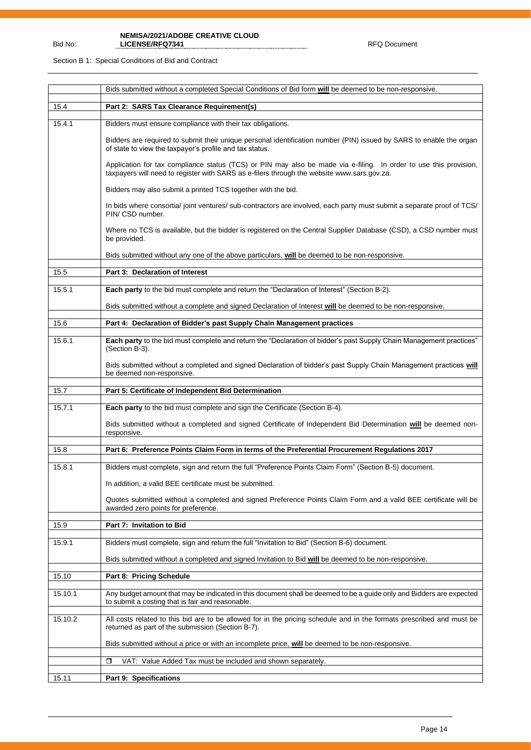| | |
|---|---|
| | Bids submitted without a completed Special Conditions of Bid form **will** be deemed to be non-responsive. |
| 15.4 | **Part 2: SARS Tax Clearance Requirement(s)** |
| 15.4.1 | Bidders must ensure compliance with their tax obligations.<br><br>Bidders are required to submit their unique personal identification number (PIN) issued by SARS to enable the organ of state to view the taxpayer's profile and tax status.<br><br>Application for tax compliance status (TCS) or PIN may also be made via e-filing. In order to use this provision, taxpayers will need to register with SARS as e-filers through the website www.sars.gov.za.<br><br>Bidders may also submit a printed TCS together with the bid.<br><br>In bids where consortia/ joint ventures/ sub-contractors are involved, each party must submit a separate proof of TCS/ PIN/ CSD number.<br><br>Where no TCS is available, but the bidder is registered on the Central Supplier Database (CSD), a CSD number must be provided.<br><br>Bids submitted without any one of the above particulars, **will** be deemed to be non-responsive. |
| 15.5 | **Part 3: Declaration of Interest** |
| 15.5.1 | **Each party** to the bid must complete and return the "Declaration of Interest" (Section B-2).<br><br>Bids submitted without a complete and signed Declaration of Interest **will** be deemed to be non-responsive. |
| 15.6 | **Part 4: Declaration of Bidder's past Supply Chain Management practices** |
| 15.6.1 | **Each party** to the bid must complete and return the "Declaration of bidder's past Supply Chain Management practices" (Section B-3).<br><br>Bids submitted without a completed and signed Declaration of bidder's past Supply Chain Management practices **will** be deemed non-responsive. |
| 15.7 | **Part 5: Certificate of Independent Bid Determination** |
| 15.7.1 | **Each party** to the bid must complete and sign the Certificate (Section B-4).<br><br>Bids submitted without a completed and signed Certificate of Independent Bid Determination **will** be deemed non-responsive. |
| 15.8 | **Part 6: Preference Points Claim Form in terms of the Preferential Procurement Regulations 2017** |
| 15.8.1 | Bidders must complete, sign and return the full "Preference Points Claim Form" (Section B-5) document.<br><br>In addition, a valid BEE certificate must be submitted.<br><br>Quotes submitted without a completed and signed Preference Points Claim Form and a valid BEE certificate will be awarded zero points for preference. |
| 15.9 | **Part 7: Invitation to Bid** |
| 15.9.1 | Bidders must complete, sign and return the full "Invitation to Bid" (Section B-6) document.<br><br>Bids submitted without a completed and signed Invitation to Bid **will** be deemed to be non-responsive. |
| 15.10 | **Part 8: Pricing Schedule** |
| 15.10.1 | Any budget amount that may be indicated in this document shall be deemed to be a guide only and Bidders are expected to submit a costing that is fair and reasonable. |
| 15.10.2 | All costs related to this bid are to be allowed for in the pricing schedule and in the formats prescribed and must be returned as part of the submission (Section B-7).<br><br>Bids submitted without a price or with an incomplete price, **will** be deemed to be non-responsive. |
| | ☐ VAT: Value Added Tax must be included and shown separately. |
| 15.11 | **Part 9: Specifications** |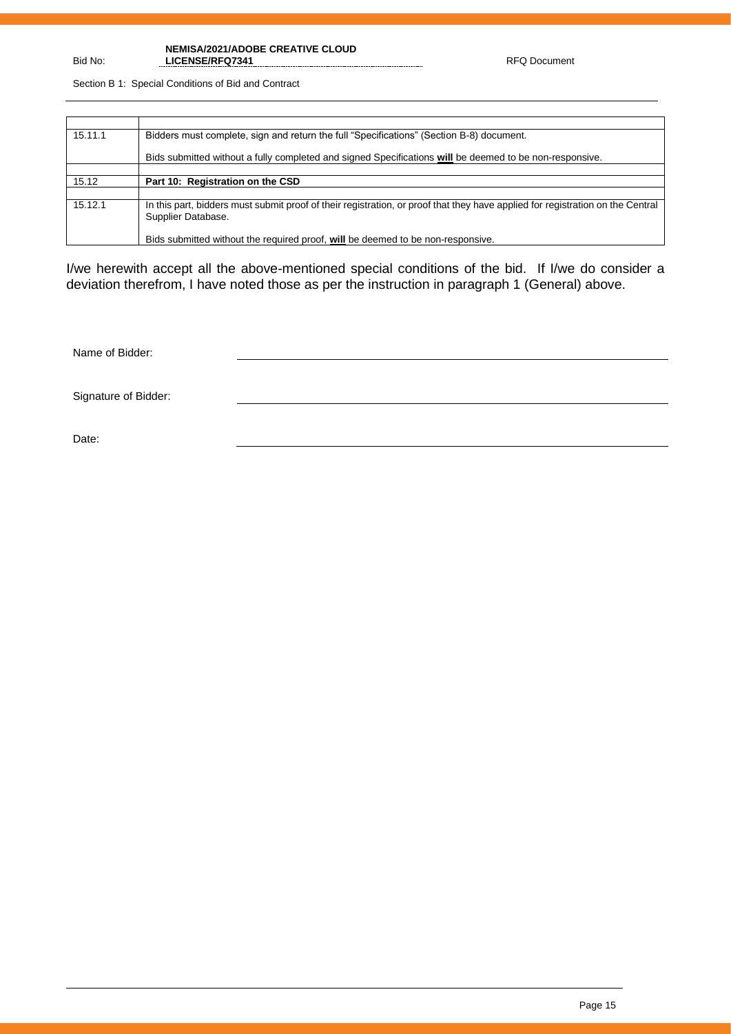| | |
|---|---|
| 15.11.1 | Bidders must complete, sign and return the full "Specifications" (Section B-8) document.<br><br>Bids submitted without a fully completed and signed Specifications **will** be deemed to be non-responsive. |
| | |
| 15.12 | **Part 10: Registration on the CSD** |
| | |
| 15.12.1 | In this part, bidders must submit proof of their registration, or proof that they have applied for registration on the Central Supplier Database.<br><br>Bids submitted without the required proof, **will** be deemed to be non-responsive. |

I/we herewith accept all the above-mentioned special conditions of the bid. If I/we do consider a deviation therefrom, I have noted those as per the instruction in paragraph 1 (General) above.

Name of Bidder: \_\_\_\_\_\_\_\_\_\_\_\_\_\_\_\_\_\_\_\_\_\_\_\_\_\_\_\_\_\_\_\_

Signature of Bidder: \_\_\_\_\_\_\_\_\_\_\_\_\_\_\_\_\_\_\_\_\_\_\_\_\_\_\_\_\_\_\_\_

Date: \_\_\_\_\_\_\_\_\_\_\_\_\_\_\_\_\_\_\_\_\_\_\_\_\_\_\_\_\_\_\_\_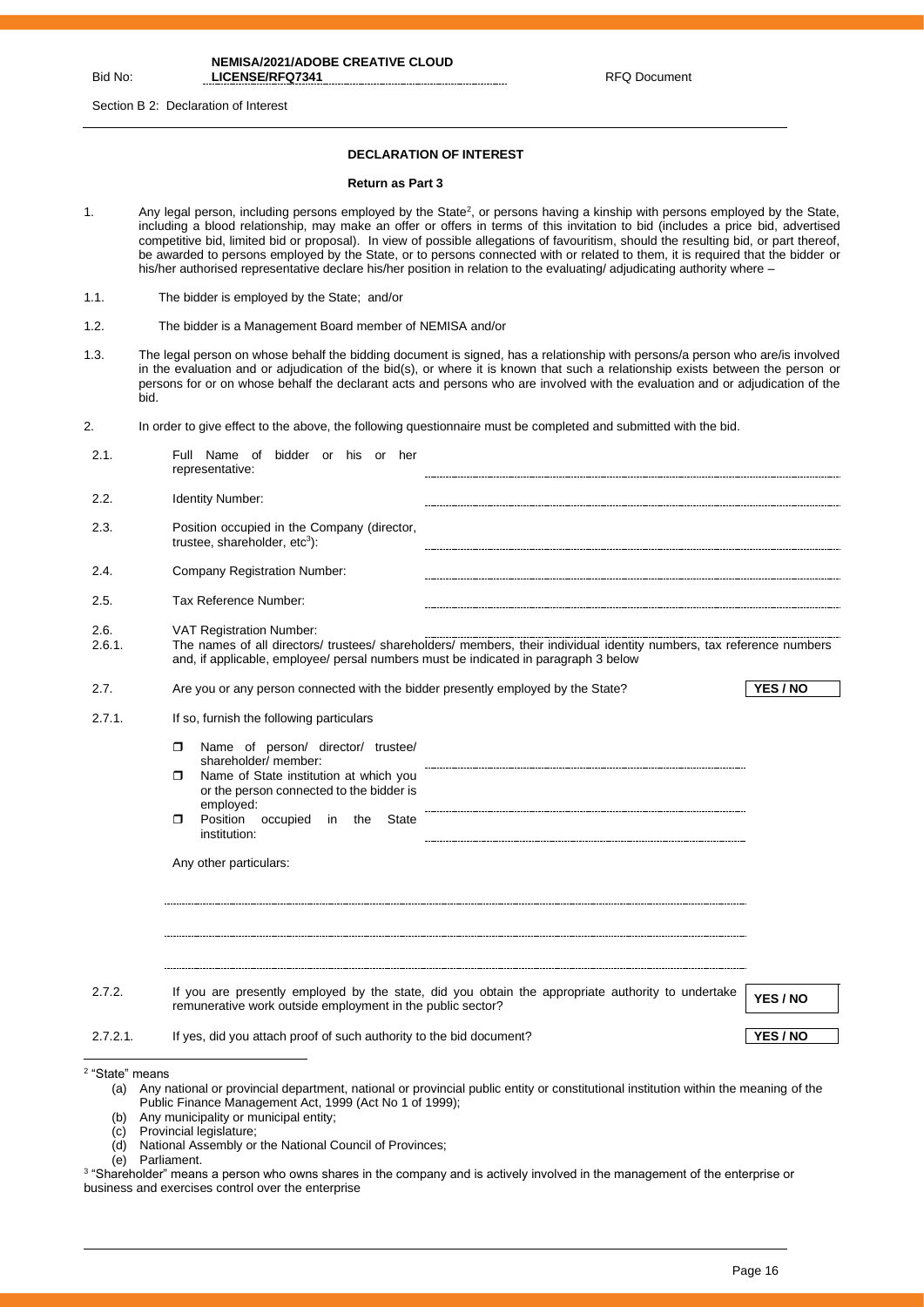Section B 2: Declaration of Interest

## DECLARATION OF INTEREST

**Return as Part 3**

1. Any legal person, including persons employed by the State[2], or persons having a kinship with persons employed by the State, including a blood relationship, may make an offer or offers in terms of this invitation to bid (includes a price bid, advertised competitive bid, limited bid or proposal). In view of possible allegations of favouritism, should the resulting bid, or part thereof, be awarded to persons employed by the State, or to persons connected with or related to them, it is required that the bidder or his/her authorised representative declare his/her position in relation to the evaluating/ adjudicating authority where –

1.1. The bidder is employed by the State; and/or

1.2. The bidder is a Management Board member of NEMISA and/or

1.3. The legal person on whose behalf the bidding document is signed, has a relationship with persons/a person who are/is involved in the evaluation and or adjudication of the bid(s), or where it is known that such a relationship exists between the person or persons for or on whose behalf the declarant acts and persons who are involved with the evaluation and or adjudication of the bid.

2. In order to give effect to the above, the following questionnaire must be completed and submitted with the bid.

2.1. Full Name of bidder or his or her representative: ……………………………………

2.2. Identity Number: ……………………………………

2.3. Position occupied in the Company (director, trustee, shareholder, etc[3]): ……………………………………

2.4. Company Registration Number: ……………………………………

2.5. Tax Reference Number: ……………………………………

2.6. VAT Registration Number: ……………………………………

2.6.1. The names of all directors/ trustees/ shareholders/ members, their individual identity numbers, tax reference numbers and, if applicable, employee/ persal numbers must be indicated in paragraph 3 below

2.7. Are you or any person connected with the bidder presently employed by the State? **YES / NO**

2.7.1. If so, furnish the following particulars

- Name of person/ director/ trustee/ shareholder/ member: ……………………………………
- Name of State institution at which you or the person connected to the bidder is employed: ……………………………………
- Position occupied in the State institution: ……………………………………

Any other particulars:

……………………………………………………………………………………

……………………………………………………………………………………

……………………………………………………………………………………

2.7.2. If you are presently employed by the state, did you obtain the appropriate authority to undertake remunerative work outside employment in the public sector? **YES / NO**

2.7.2.1. If yes, did you attach proof of such authority to the bid document? **YES / NO**

---

[2] "State" means
(a) Any national or provincial department, national or provincial public entity or constitutional institution within the meaning of the Public Finance Management Act, 1999 (Act No 1 of 1999);
(b) Any municipality or municipal entity;
(c) Provincial legislature;
(d) National Assembly or the National Council of Provinces;
(e) Parliament.

[3] "Shareholder" means a person who owns shares in the company and is actively involved in the management of the enterprise or business and exercises control over the enterprise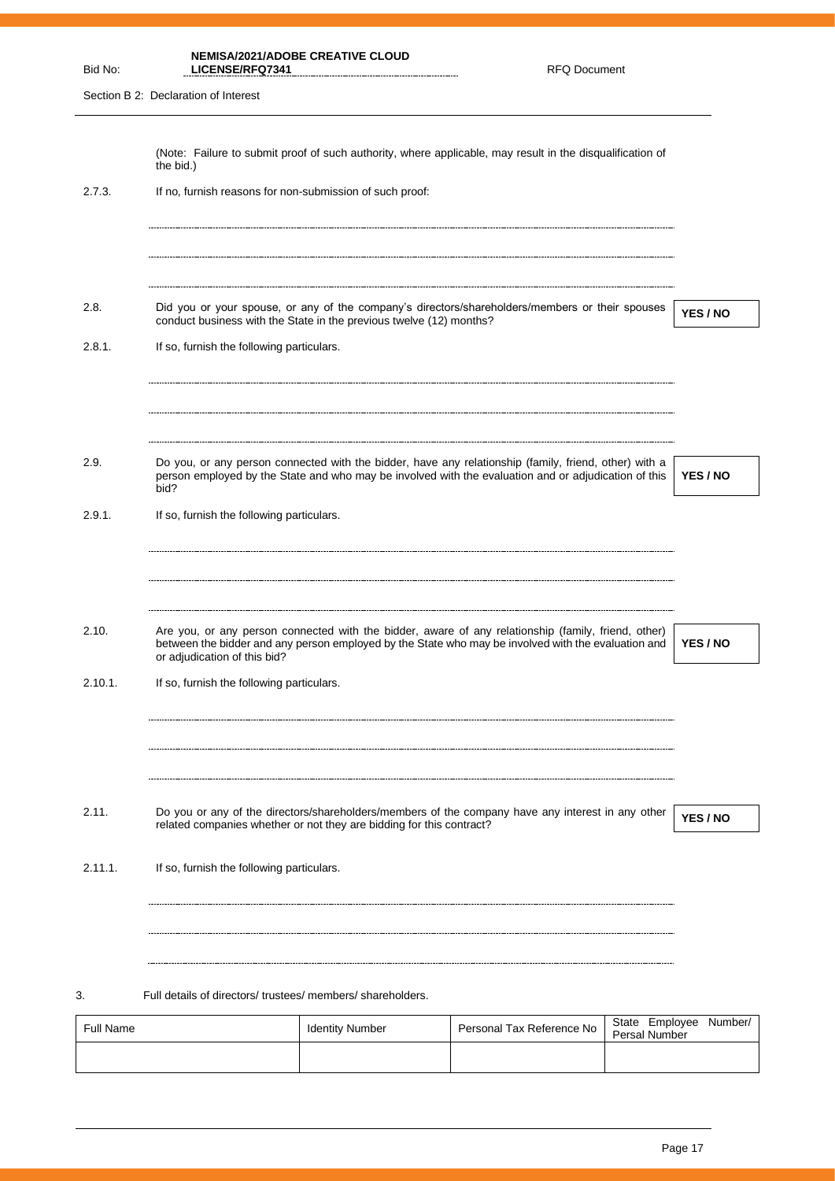(Note: Failure to submit proof of such authority, where applicable, may result in the disqualification of the bid.)

2.7.3. If no, furnish reasons for non-submission of such proof:

.............................................................................................................................................

.............................................................................................................................................

.............................................................................................................................................

2.8. Did you or your spouse, or any of the company's directors/shareholders/members or their spouses conduct business with the State in the previous twelve (12) months? **YES / NO**

2.8.1. If so, furnish the following particulars.

.............................................................................................................................................

.............................................................................................................................................

.............................................................................................................................................

2.9. Do you, or any person connected with the bidder, have any relationship (family, friend, other) with a person employed by the State and who may be involved with the evaluation and or adjudication of this bid? **YES / NO**

2.9.1. If so, furnish the following particulars.

.............................................................................................................................................

.............................................................................................................................................

.............................................................................................................................................

2.10. Are you, or any person connected with the bidder, aware of any relationship (family, friend, other) between the bidder and any person employed by the State who may be involved with the evaluation and or adjudication of this bid? **YES / NO**

2.10.1. If so, furnish the following particulars.

.............................................................................................................................................

.............................................................................................................................................

.............................................................................................................................................

2.11. Do you or any of the directors/shareholders/members of the company have any interest in any other related companies whether or not they are bidding for this contract? **YES / NO**

2.11.1. If so, furnish the following particulars.

.............................................................................................................................................

.............................................................................................................................................

.............................................................................................................................................

3. Full details of directors/ trustees/ members/ shareholders.

| Full Name | Identity Number | Personal Tax Reference No | State Employee Number/ Persal Number |
|---|---|---|---|
| | | | |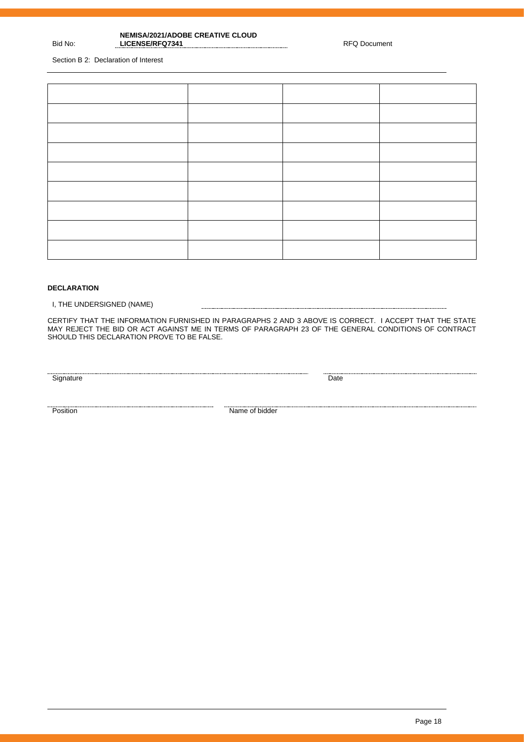Section B 2: Declaration of Interest

| | | | |
|---|---|---|---|
| | | | |
| | | | |
| | | | |
| | | | |
| | | | |
| | | | |
| | | | |
| | | | |

**DECLARATION**

I, THE UNDERSIGNED (NAME) ………………………………………………………

CERTIFY THAT THE INFORMATION FURNISHED IN PARAGRAPHS 2 AND 3 ABOVE IS CORRECT. I ACCEPT THAT THE STATE MAY REJECT THE BID OR ACT AGAINST ME IN TERMS OF PARAGRAPH 23 OF THE GENERAL CONDITIONS OF CONTRACT SHOULD THIS DECLARATION PROVE TO BE FALSE.

………………………………………………………
Signature

………………………………………
Date

………………………………………
Position

………………………………………………………
Name of bidder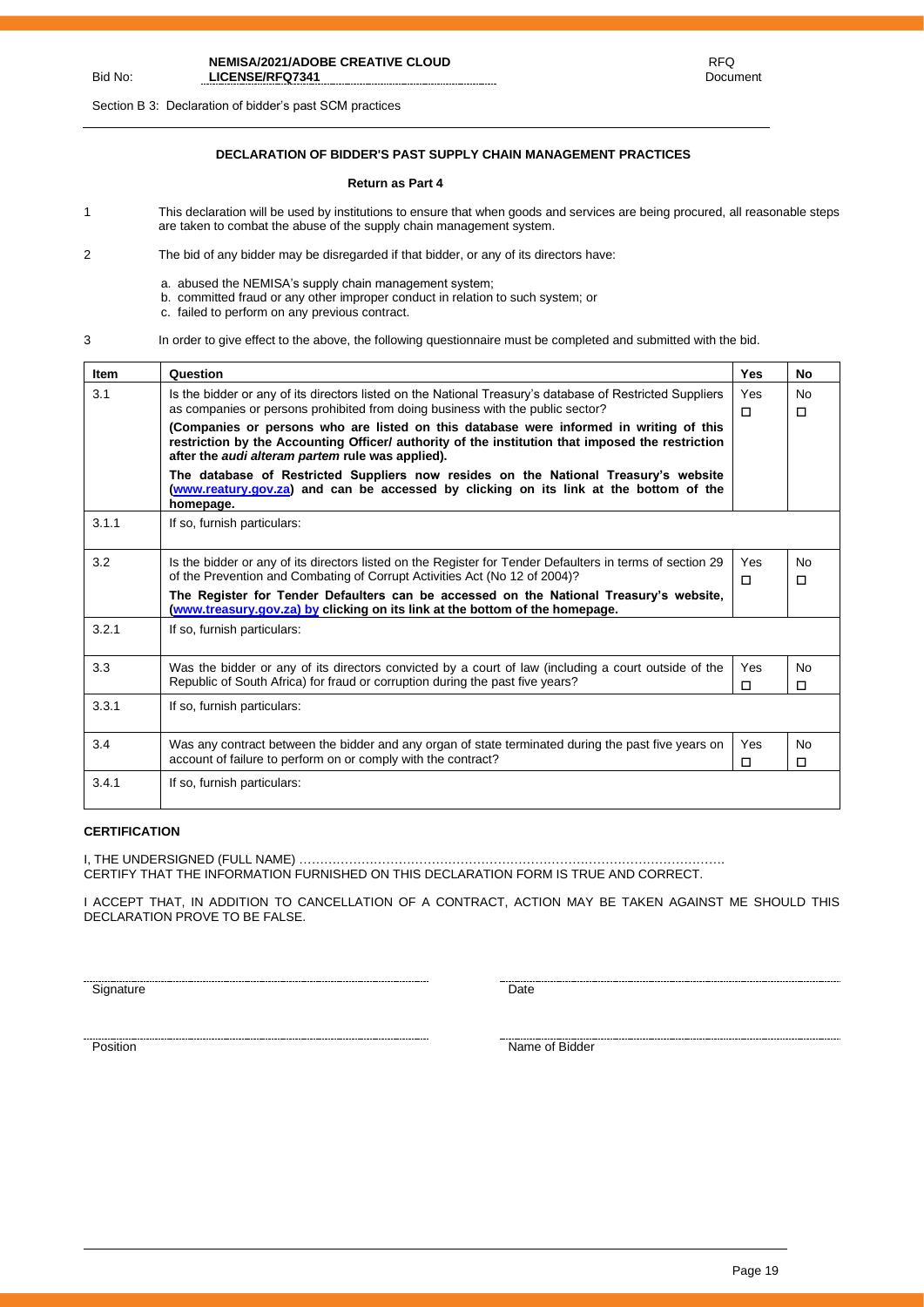Bid No: **NEMISA/2021/ADOBE CREATIVE CLOUD LICENSE/RFQ7341** RFQ Document

Section B 3: Declaration of bidder's past SCM practices

### DECLARATION OF BIDDER'S PAST SUPPLY CHAIN MANAGEMENT PRACTICES

**Return as Part 4**

1 This declaration will be used by institutions to ensure that when goods and services are being procured, all reasonable steps are taken to combat the abuse of the supply chain management system.

2 The bid of any bidder may be disregarded if that bidder, or any of its directors have:

a. abused the NEMISA's supply chain management system;
b. committed fraud or any other improper conduct in relation to such system; or
c. failed to perform on any previous contract.

3 In order to give effect to the above, the following questionnaire must be completed and submitted with the bid.

| Item | Question | Yes | No |
|---|---|---|---|
| 3.1 | Is the bidder or any of its directors listed on the National Treasury's database of Restricted Suppliers as companies or persons prohibited from doing business with the public sector? **(Companies or persons who are listed on this database were informed in writing of this restriction by the Accounting Officer/ authority of the institution that imposed the restriction after the *audi alteram partem* rule was applied).** **The database of Restricted Suppliers now resides on the National Treasury's website (www.reatury.gov.za) and can be accessed by clicking on its link at the bottom of the homepage.** | Yes ☐ | No ☐ |
| 3.1.1 | If so, furnish particulars: | | |
| 3.2 | Is the bidder or any of its directors listed on the Register for Tender Defaulters in terms of section 29 of the Prevention and Combating of Corrupt Activities Act (No 12 of 2004)? **The Register for Tender Defaulters can be accessed on the National Treasury's website, (www.treasury.gov.za) by clicking on its link at the bottom of the homepage.** | Yes ☐ | No ☐ |
| 3.2.1 | If so, furnish particulars: | | |
| 3.3 | Was the bidder or any of its directors convicted by a court of law (including a court outside of the Republic of South Africa) for fraud or corruption during the past five years? | Yes ☐ | No ☐ |
| 3.3.1 | If so, furnish particulars: | | |
| 3.4 | Was any contract between the bidder and any organ of state terminated during the past five years on account of failure to perform on or comply with the contract? | Yes ☐ | No ☐ |
| 3.4.1 | If so, furnish particulars: | | |

**CERTIFICATION**

I, THE UNDERSIGNED (FULL NAME) ………………………………………………………………………………………….
CERTIFY THAT THE INFORMATION FURNISHED ON THIS DECLARATION FORM IS TRUE AND CORRECT.

I ACCEPT THAT, IN ADDITION TO CANCELLATION OF A CONTRACT, ACTION MAY BE TAKEN AGAINST ME SHOULD THIS DECLARATION PROVE TO BE FALSE.

Signature ………………………… Date …………………………

Position ………………………… Name of Bidder …………………………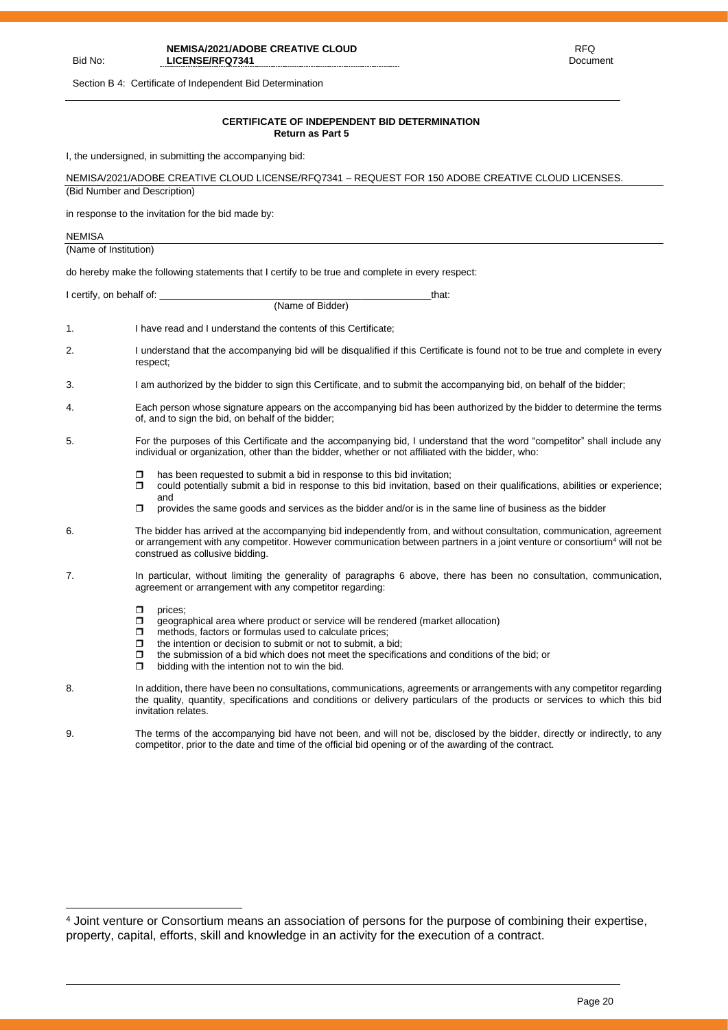Section B 4: Certificate of Independent Bid Determination

## CERTIFICATE OF INDEPENDENT BID DETERMINATION

**Return as Part 5**

I, the undersigned, in submitting the accompanying bid:

NEMISA/2021/ADOBE CREATIVE CLOUD LICENSE/RFQ7341 – REQUEST FOR 150 ADOBE CREATIVE CLOUD LICENSES.
(Bid Number and Description)

in response to the invitation for the bid made by:

NEMISA
(Name of Institution)

do hereby make the following statements that I certify to be true and complete in every respect:

I certify, on behalf of: \_\_\_\_\_\_\_\_\_\_\_\_\_\_\_\_\_\_\_\_\_\_\_\_\_\_\_\_\_\_\_\_\_\_\_\_\_\_\_\_\_\_\_\_\_\_\_\_\_\_that:
(Name of Bidder)

1. I have read and I understand the contents of this Certificate;
2. I understand that the accompanying bid will be disqualified if this Certificate is found not to be true and complete in every respect;
3. I am authorized by the bidder to sign this Certificate, and to submit the accompanying bid, on behalf of the bidder;
4. Each person whose signature appears on the accompanying bid has been authorized by the bidder to determine the terms of, and to sign the bid, on behalf of the bidder;
5. For the purposes of this Certificate and the accompanying bid, I understand that the word "competitor" shall include any individual or organization, other than the bidder, whether or not affiliated with the bidder, who:
   - has been requested to submit a bid in response to this bid invitation;
   - could potentially submit a bid in response to this bid invitation, based on their qualifications, abilities or experience; and
   - provides the same goods and services as the bidder and/or is in the same line of business as the bidder
6. The bidder has arrived at the accompanying bid independently from, and without consultation, communication, agreement or arrangement with any competitor. However communication between partners in a joint venture or consortium[4] will not be construed as collusive bidding.
7. In particular, without limiting the generality of paragraphs 6 above, there has been no consultation, communication, agreement or arrangement with any competitor regarding:
   - prices;
   - geographical area where product or service will be rendered (market allocation)
   - methods, factors or formulas used to calculate prices;
   - the intention or decision to submit or not to submit, a bid;
   - the submission of a bid which does not meet the specifications and conditions of the bid; or
   - bidding with the intention not to win the bid.
8. In addition, there have been no consultations, communications, agreements or arrangements with any competitor regarding the quality, quantity, specifications and conditions or delivery particulars of the products or services to which this bid invitation relates.
9. The terms of the accompanying bid have not been, and will not be, disclosed by the bidder, directly or indirectly, to any competitor, prior to the date and time of the official bid opening or of the awarding of the contract.

[4] Joint venture or Consortium means an association of persons for the purpose of combining their expertise, property, capital, efforts, skill and knowledge in an activity for the execution of a contract.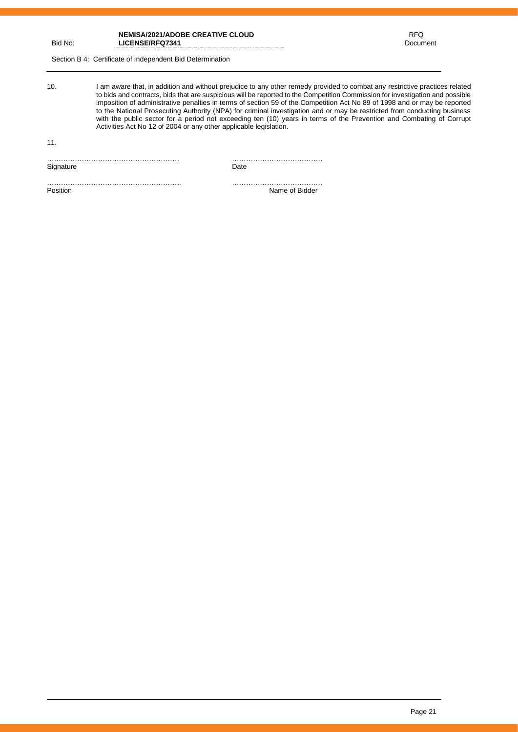Section B 4: Certificate of Independent Bid Determination

10. I am aware that, in addition and without prejudice to any other remedy provided to combat any restrictive practices related to bids and contracts, bids that are suspicious will be reported to the Competition Commission for investigation and possible imposition of administrative penalties in terms of section 59 of the Competition Act No 89 of 1998 and or may be reported to the National Prosecuting Authority (NPA) for criminal investigation and or may be restricted from conducting business with the public sector for a period not exceeding ten (10) years in terms of the Prevention and Combating of Corrupt Activities Act No 12 of 2004 or any other applicable legislation.

11.

| | |
|---|---|
| ………………………………………………… | ………………………………… |
| Signature | Date |
| ……………………………………………….. | ………………………………… |
| Position | Name of Bidder |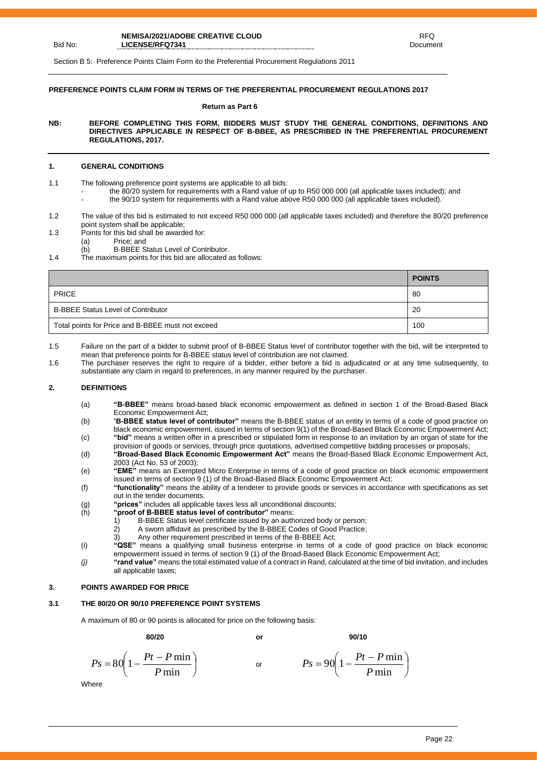Section B 5: Preference Points Claim Form ito the Preferential Procurement Regulations 2011

**PREFERENCE POINTS CLAIM FORM IN TERMS OF THE PREFERENTIAL PROCUREMENT REGULATIONS 2017**

**Return as Part 6**

**NB: BEFORE COMPLETING THIS FORM, BIDDERS MUST STUDY THE GENERAL CONDITIONS, DEFINITIONS AND DIRECTIVES APPLICABLE IN RESPECT OF B-BBEE, AS PRESCRIBED IN THE PREFERENTIAL PROCUREMENT REGULATIONS, 2017.**

## 1. GENERAL CONDITIONS

1.1 The following preference point systems are applicable to all bids:
- the 80/20 system for requirements with a Rand value of up to R50 000 000 (all applicable taxes included); and
- the 90/10 system for requirements with a Rand value above R50 000 000 (all applicable taxes included).

1.2 The value of this bid is estimated to not exceed R50 000 000 (all applicable taxes included) and therefore the 80/20 preference point system shall be applicable;

1.3 Points for this bid shall be awarded for:
(a) Price; and
(b) B-BBEE Status Level of Contributor.

1.4 The maximum points for this bid are allocated as follows:

| | **POINTS** |
|---|---|
| PRICE | 80 |
| B-BBEE Status Level of Contributor | 20 |
| Total points for Price and B-BBEE must not exceed | 100 |

1.5 Failure on the part of a bidder to submit proof of B-BBEE Status level of contributor together with the bid, will be interpreted to mean that preference points for B-BBEE status level of contribution are not claimed.

1.6 The purchaser reserves the right to require of a bidder, either before a bid is adjudicated or at any time subsequently, to substantiate any claim in regard to preferences, in any manner required by the purchaser.

## 2. DEFINITIONS

(a) **"B-BBEE"** means broad-based black economic empowerment as defined in section 1 of the Broad-Based Black Economic Empowerment Act;

(b) "**B-BBEE status level of contributor"** means the B-BBEE status of an entity in terms of a code of good practice on black economic empowerment, issued in terms of section 9(1) of the Broad-Based Black Economic Empowerment Act;

(c) **"bid"** means a written offer in a prescribed or stipulated form in response to an invitation by an organ of state for the provision of goods or services, through price quotations, advertised competitive bidding processes or proposals;

(d) **"Broad-Based Black Economic Empowerment Act"** means the Broad-Based Black Economic Empowerment Act, 2003 (Act No. 53 of 2003);

(e) **"EME"** means an Exempted Micro Enterprise in terms of a code of good practice on black economic empowerment issued in terms of section 9 (1) of the Broad-Based Black Economic Empowerment Act;

(f) **"functionality"** means the ability of a tenderer to provide goods or services in accordance with specifications as set out in the tender documents.

(g) **"prices"** includes all applicable taxes less all unconditional discounts;

(h) **"proof of B-BBEE status level of contributor"** means:
1) B-BBEE Status level certificate issued by an authorized body or person;
2) A sworn affidavit as prescribed by the B-BBEE Codes of Good Practice;
3) Any other requirement prescribed in terms of the B-BBEE Act;

(i) **"QSE"** means a qualifying small business enterprise in terms of a code of good practice on black economic empowerment issued in terms of section 9 (1) of the Broad-Based Black Economic Empowerment Act;

*(j)* **"rand value"** means the total estimated value of a contract in Rand, calculated at the time of bid invitation, and includes all applicable taxes;

## 3. POINTS AWARDED FOR PRICE

### 3.1 THE 80/20 OR 90/10 PREFERENCE POINT SYSTEMS

A maximum of 80 or 90 points is allocated for price on the following basis:

**80/20** or **90/10**

$$Ps = 80\left(1 - \frac{Pt - P\min}{P\min}\right) \quad \text{or} \quad Ps = 90\left(1 - \frac{Pt - P\min}{P\min}\right)$$

Where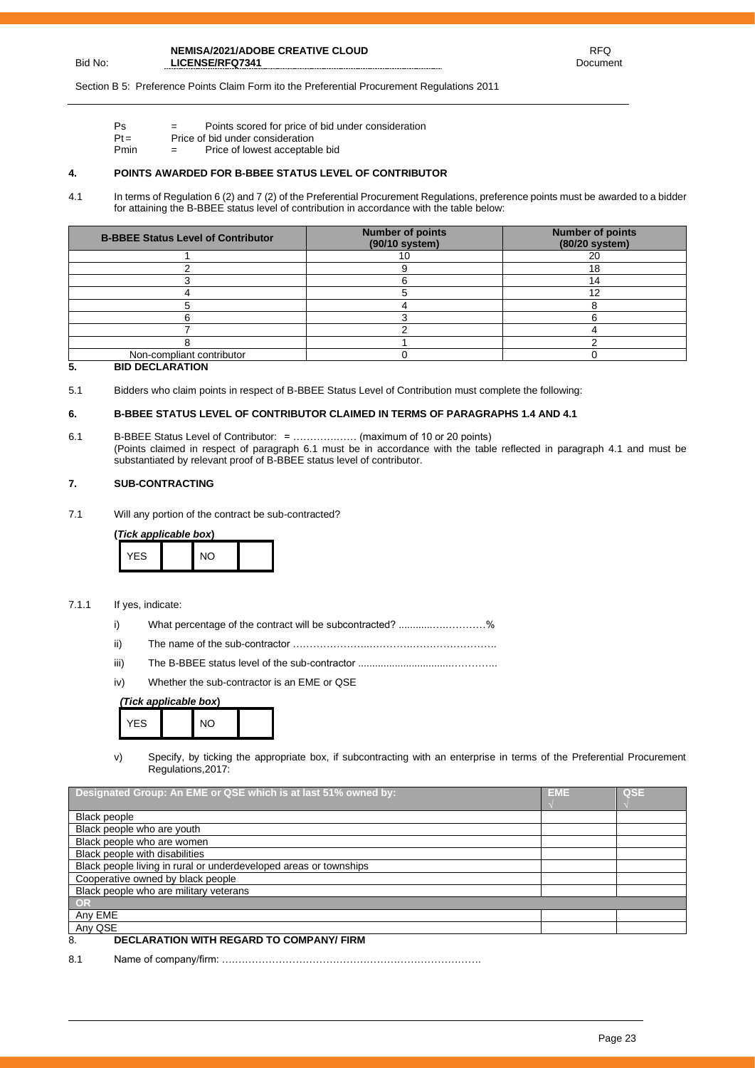Ps = Points scored for price of bid under consideration
Pt = Price of bid under consideration
Pmin = Price of lowest acceptable bid

## 4. POINTS AWARDED FOR B-BBEE STATUS LEVEL OF CONTRIBUTOR

4.1 In terms of Regulation 6 (2) and 7 (2) of the Preferential Procurement Regulations, preference points must be awarded to a bidder for attaining the B-BBEE status level of contribution in accordance with the table below:

| B-BBEE Status Level of Contributor | Number of points (90/10 system) | Number of points (80/20 system) |
|---|---|---|
| 1 | 10 | 20 |
| 2 | 9 | 18 |
| 3 | 6 | 14 |
| 4 | 5 | 12 |
| 5 | 4 | 8 |
| 6 | 3 | 6 |
| 7 | 2 | 4 |
| 8 | 1 | 2 |
| Non-compliant contributor | 0 | 0 |

## 5. BID DECLARATION

5.1 Bidders who claim points in respect of B-BBEE Status Level of Contribution must complete the following:

## 6. B-BBEE STATUS LEVEL OF CONTRIBUTOR CLAIMED IN TERMS OF PARAGRAPHS 1.4 AND 4.1

6.1 B-BBEE Status Level of Contributor: = ……………… (maximum of 10 or 20 points)
(Points claimed in respect of paragraph 6.1 must be in accordance with the table reflected in paragraph 4.1 and must be substantiated by relevant proof of B-BBEE status level of contributor.

## 7. SUB-CONTRACTING

7.1 Will any portion of the contract be sub-contracted?

**(*Tick applicable box*)**

| YES | | NO | |
|---|---|---|---|

7.1.1 If yes, indicate:

i) What percentage of the contract will be subcontracted? ..........…………%

ii) The name of the sub-contractor …………………..………..…………………….

iii) The B-BBEE status level of the sub-contractor ...............................…………..

iv) Whether the sub-contractor is an EME or QSE

***(Tick applicable box)***

| YES | | NO | |
|---|---|---|---|

v) Specify, by ticking the appropriate box, if subcontracting with an enterprise in terms of the Preferential Procurement Regulations,2017:

| Designated Group: An EME or QSE which is at last 51% owned by: | EME √ | QSE √ |
|---|---|---|
| Black people | | |
| Black people who are youth | | |
| Black people who are women | | |
| Black people with disabilities | | |
| Black people living in rural or underdeveloped areas or townships | | |
| Cooperative owned by black people | | |
| Black people who are military veterans | | |
| **OR** | | |
| Any EME | | |
| Any QSE | | |

## 8. DECLARATION WITH REGARD TO COMPANY/ FIRM

8.1 Name of company/firm: ………………………………………………………………….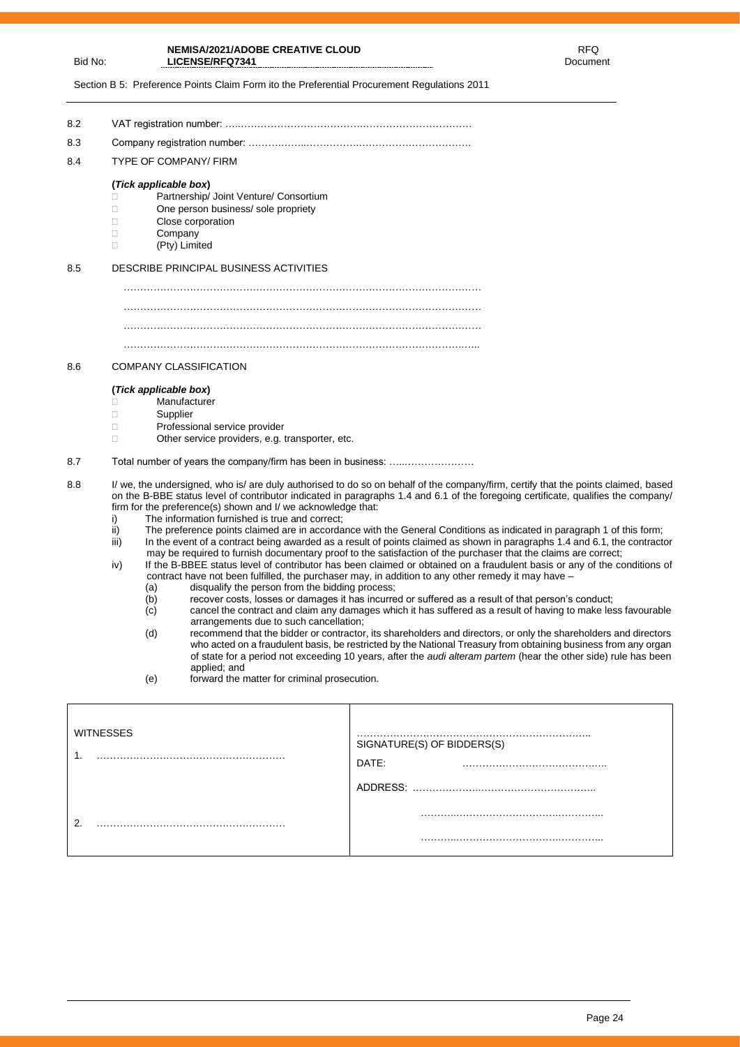Section B 5: Preference Points Claim Form ito the Preferential Procurement Regulations 2011

8.2 VAT registration number: …..……………………………….……………………………

8.3 Company registration number: ……….……..…………….…………………………….

8.4 TYPE OF COMPANY/ FIRM

**(*Tick applicable box*)**

- ☐ Partnership/ Joint Venture/ Consortium
- ☐ One person business/ sole propriety
- ☐ Close corporation
- ☐ Company
- ☐ (Pty) Limited

8.5 DESCRIBE PRINCIPAL BUSINESS ACTIVITIES

………………………………………………………………………………………………

………………………………………………………………………………………………

………………………………………………………………………………………………

……………………………………………………………………………………………...

8.6 COMPANY CLASSIFICATION

**(*Tick applicable box*)**

- ☐ Manufacturer
- ☐ Supplier
- ☐ Professional service provider
- ☐ Other service providers, e.g. transporter, etc.

8.7 Total number of years the company/firm has been in business: …..…………………

8.8 I/ we, the undersigned, who is/ are duly authorised to do so on behalf of the company/firm, certify that the points claimed, based on the B-BBE status level of contributor indicated in paragraphs 1.4 and 6.1 of the foregoing certificate, qualifies the company/ firm for the preference(s) shown and I/ we acknowledge that:

i) The information furnished is true and correct;

ii) The preference points claimed are in accordance with the General Conditions as indicated in paragraph 1 of this form;

iii) In the event of a contract being awarded as a result of points claimed as shown in paragraphs 1.4 and 6.1, the contractor may be required to furnish documentary proof to the satisfaction of the purchaser that the claims are correct;

iv) If the B-BBEE status level of contributor has been claimed or obtained on a fraudulent basis or any of the conditions of contract have not been fulfilled, the purchaser may, in addition to any other remedy it may have –

(a) disqualify the person from the bidding process;

(b) recover costs, losses or damages it has incurred or suffered as a result of that person's conduct;

(c) cancel the contract and claim any damages which it has suffered as a result of having to make less favourable arrangements due to such cancellation;

(d) recommend that the bidder or contractor, its shareholders and directors, or only the shareholders and directors who acted on a fraudulent basis, be restricted by the National Treasury from obtaining business from any organ of state for a period not exceeding 10 years, after the *audi alteram partem* (hear the other side) rule has been applied; and

(e) forward the matter for criminal prosecution.

| WITNESSES | |
|---|---|
| 1. ………………………………………………… | ……………………………………………………………… SIGNATURE(S) OF BIDDERS(S) |
| | DATE: ……………………………………. |
| | ADDRESS: ……………………………………………… |
| 2. ………………………………………………… | ……………………………………………… |
| | ……………………………………………… |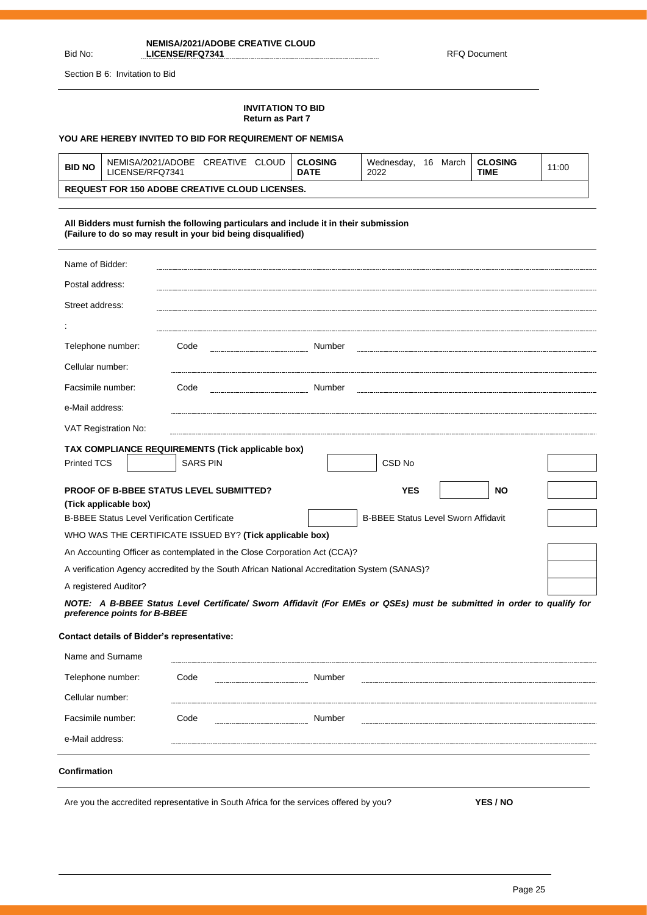Bid No: **NEMISA/2021/ADOBE CREATIVE CLOUD LICENSE/RFQ7341** RFQ Document

Section B 6: Invitation to Bid

**INVITATION TO BID**
**Return as Part 7**

**YOU ARE HEREBY INVITED TO BID FOR REQUIREMENT OF NEMISA**

| **BID NO** | NEMISA/2021/ADOBE CREATIVE CLOUD LICENSE/RFQ7341 | **CLOSING DATE** | Wednesday, 16 March 2022 | **CLOSING TIME** | 11:00 |
|---|---|---|---|---|---|
| **REQUEST FOR 150 ADOBE CREATIVE CLOUD LICENSES.** | | | | | |

**All Bidders must furnish the following particulars and include it in their submission**
**(Failure to do so may result in your bid being disqualified)**

Name of Bidder: ..........

Postal address: ..........

Street address: ..........

: ..........

Telephone number: Code .......... Number ..........

Cellular number: ..........

Facsimile number: Code .......... Number ..........

e-Mail address: ..........

VAT Registration No: ..........

**TAX COMPLIANCE REQUIREMENTS (Tick applicable box)**

| Printed TCS | | SARS PIN | | CSD No | |
|---|---|---|---|---|---|

| **PROOF OF B-BBEE STATUS LEVEL SUBMITTED?** **(Tick applicable box)** | **YES** | | **NO** | |
|---|---|---|---|---|
| B-BBEE Status Level Verification Certificate | | B-BBEE Status Level Sworn Affidavit | | |

WHO WAS THE CERTIFICATE ISSUED BY? **(Tick applicable box)**

| | |
|---|---|
| An Accounting Officer as contemplated in the Close Corporation Act (CCA)? | |
| A verification Agency accredited by the South African National Accreditation System (SANAS)? | |
| A registered Auditor? | |

***NOTE: A B-BBEE Status Level Certificate/ Sworn Affidavit (For EMEs or QSEs) must be submitted in order to qualify for preference points for B-BBEE***

**Contact details of Bidder's representative:**

Name and Surname ..........

Telephone number: Code .......... Number ..........

Cellular number: ..........

Facsimile number: Code .......... Number ..........

e-Mail address: ..........

**Confirmation**

Are you the accredited representative in South Africa for the services offered by you? **YES / NO**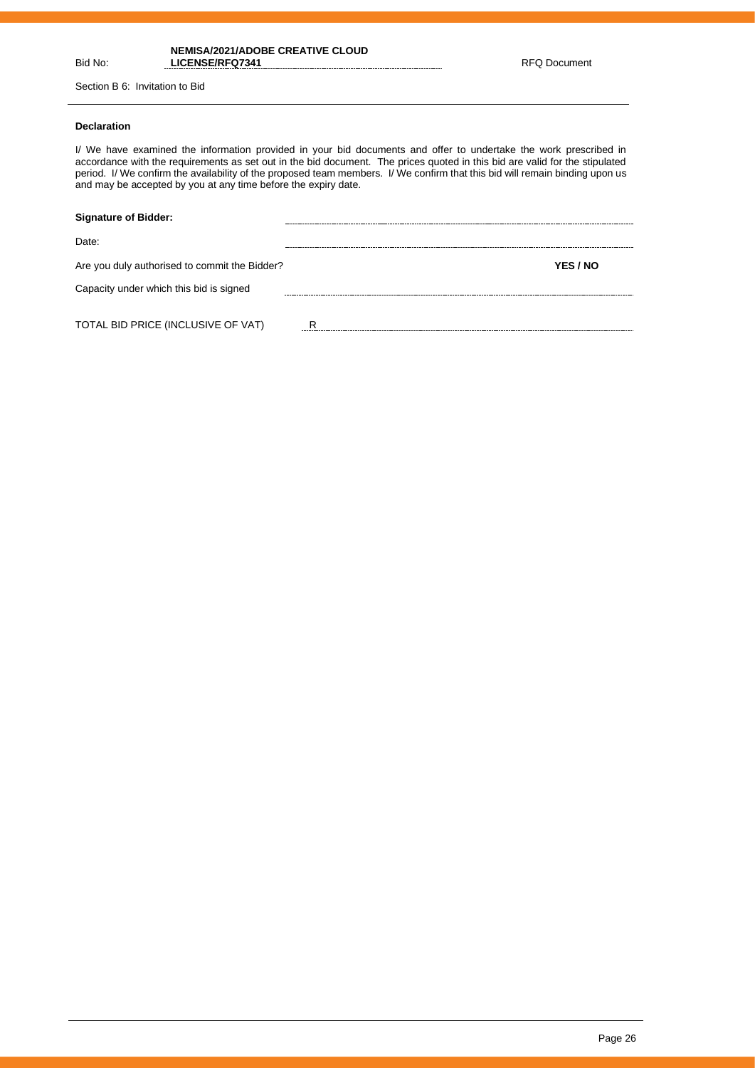Bid No: **NEMISA/2021/ADOBE CREATIVE CLOUD LICENSE/RFQ7341** RFQ Document

Section B 6: Invitation to Bid

**Declaration**

I/ We have examined the information provided in your bid documents and offer to undertake the work prescribed in accordance with the requirements as set out in the bid document. The prices quoted in this bid are valid for the stipulated period. I/ We confirm the availability of the proposed team members. I/ We confirm that this bid will remain binding upon us and may be accepted by you at any time before the expiry date.

**Signature of Bidder:** ..............................................................

Date: ..............................................................

Are you duly authorised to commit the Bidder? **YES / NO**

Capacity under which this bid is signed ..............................................................

TOTAL BID PRICE (INCLUSIVE OF VAT) R ..............................................................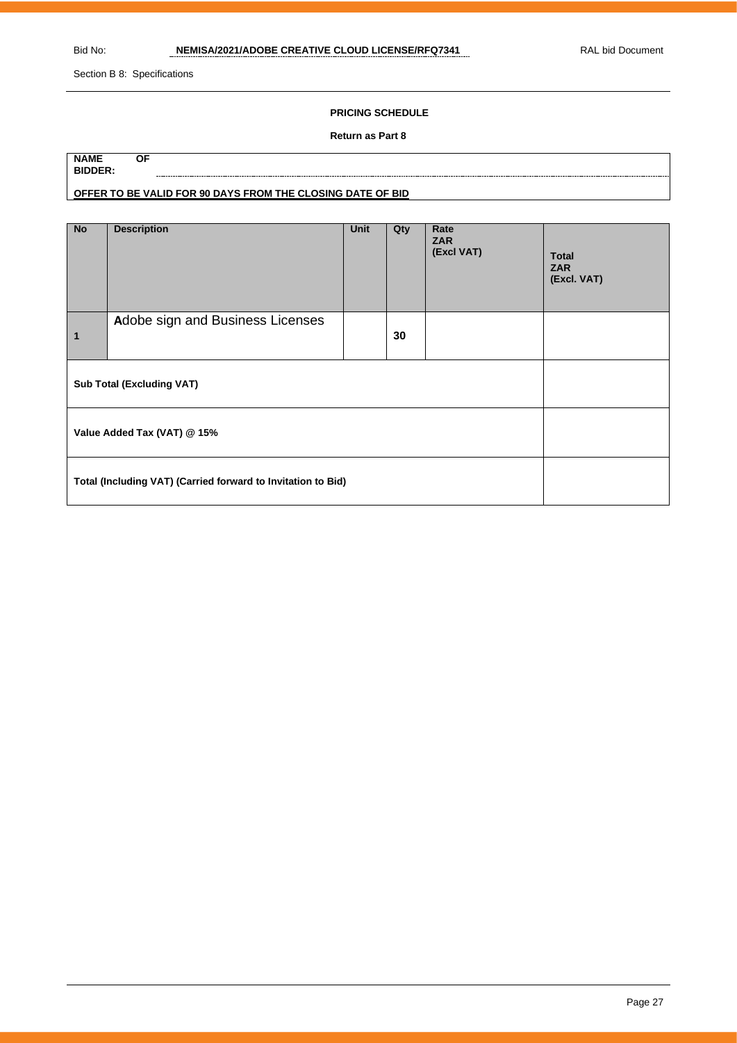Section B 8: Specifications

**PRICING SCHEDULE**

**Return as Part 8**

**NAME OF BIDDER:** ..............................................................................................................................................

**OFFER TO BE VALID FOR 90 DAYS FROM THE CLOSING DATE OF BID**

| No | Description | Unit | Qty | Rate ZAR (Excl VAT) | Total ZAR (Excl. VAT) |
|---|---|---|---|---|---|
| 1 | Adobe sign and Business Licenses | | 30 | | |
| **Sub Total (Excluding VAT)** | | | | | |
| **Value Added Tax (VAT) @ 15%** | | | | | |
| **Total (Including VAT) (Carried forward to Invitation to Bid)** | | | | | |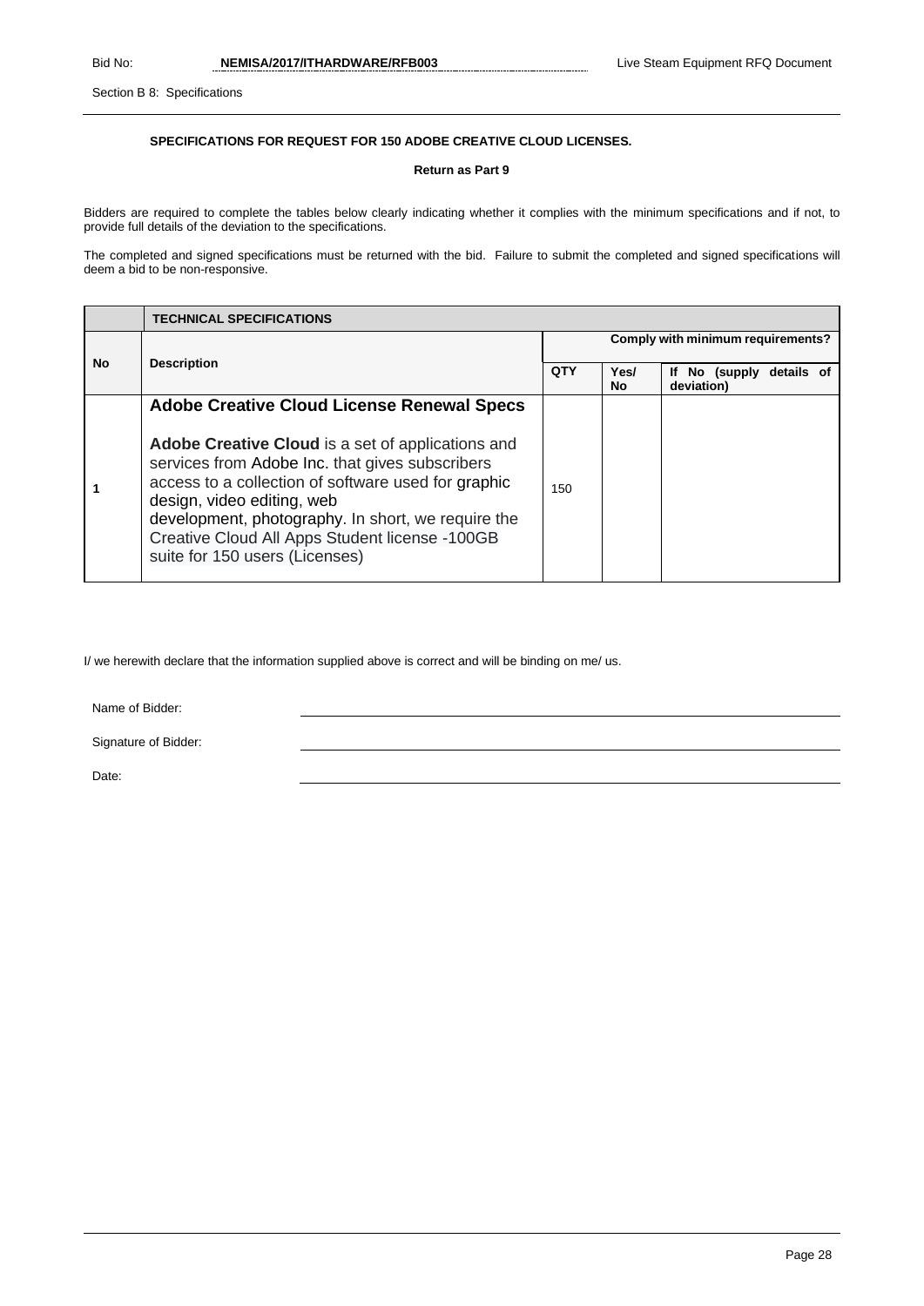Section B 8: Specifications

**SPECIFICATIONS FOR REQUEST FOR 150 ADOBE CREATIVE CLOUD LICENSES.**

**Return as Part 9**

Bidders are required to complete the tables below clearly indicating whether it complies with the minimum specifications and if not, to provide full details of the deviation to the specifications.

The completed and signed specifications must be returned with the bid. Failure to submit the completed and signed specifications will deem a bid to be non-responsive.

| | **TECHNICAL SPECIFICATIONS** | | | |
|---|---|---|---|---|
| **No** | **Description** | **Comply with minimum requirements?** | | |
| | | **QTY** | **Yes/ No** | **If No (supply details of deviation)** |
| **1** | **Adobe Creative Cloud License Renewal Specs**<br><br>**Adobe Creative Cloud** is a set of applications and services from Adobe Inc. that gives subscribers access to a collection of software used for graphic design, video editing, web development, photography. In short, we require the Creative Cloud All Apps Student license -100GB suite for 150 users (Licenses) | 150 | | |

I/ we herewith declare that the information supplied above is correct and will be binding on me/ us.

Name of Bidder: ______________________

Signature of Bidder: ______________________

Date: ______________________